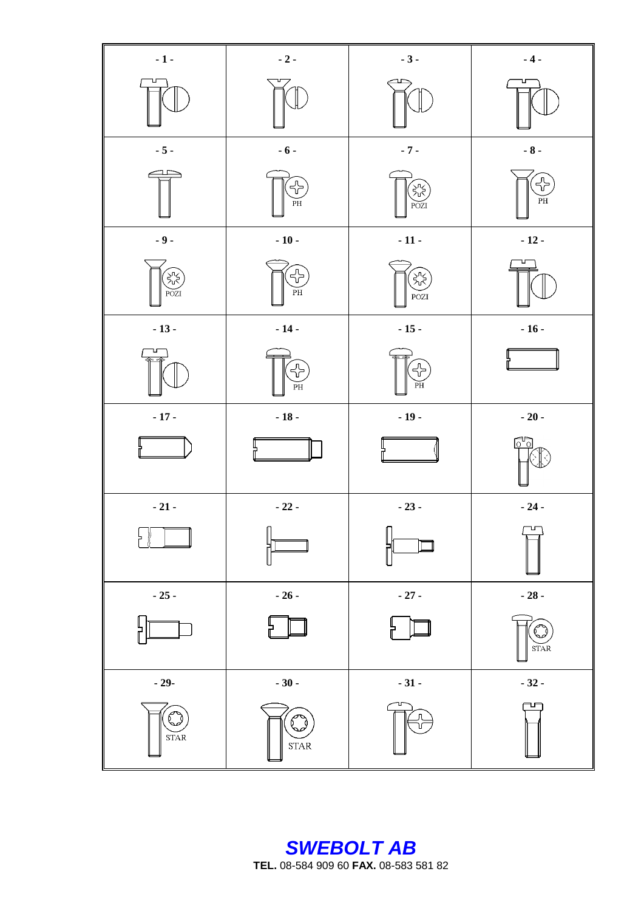| - 1 - | - 2 - | - 3 - | - 4 - |
| --- | --- | --- | --- |
| | | | |
| - 5 - | - 6 - | - 7 - | - 8 - |
| | PH | POZI | PH |
| - 9 - | - 10 - | - 11 - | - 12 - |
| POZI | PH | POZI | |
| - 13 - | - 14 - | - 15 - | - 16 - |
| | PH | PH | |
| - 17 - | - 18 - | - 19 - | - 20 - |
| - 21 - | - 22 - | - 23 - | - 24 - |
| - 25 - | - 26 - | - 27 - | - 28 - |
| | | | STAR |
| - 29- | - 30 - | - 31 - | - 32 - |
| STAR | STAR | | |

***SWEBOLT AB***

**TEL.** 08-584 909 60 **FAX.** 08-583 581 82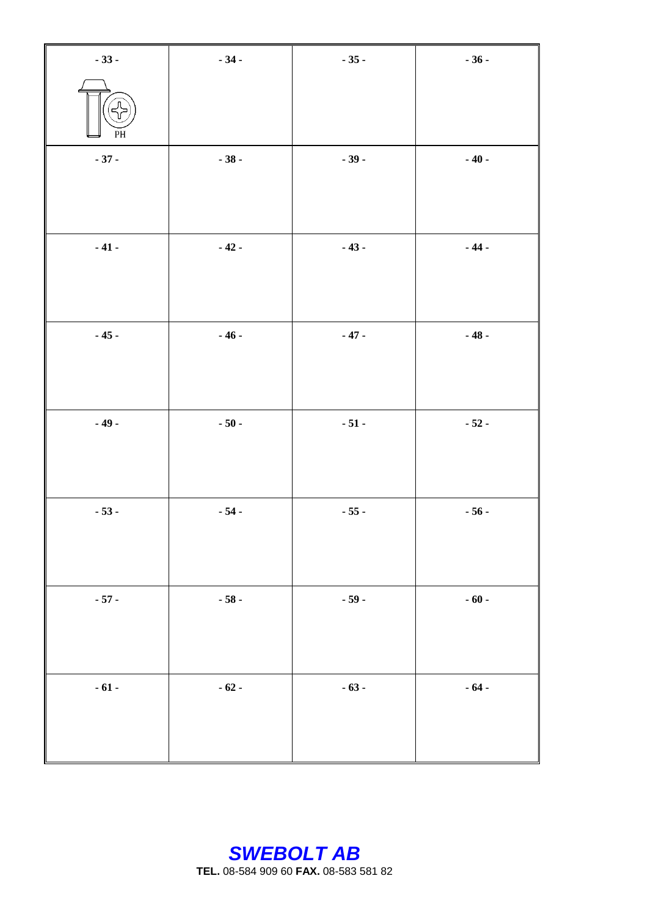| - 33 - | - 34 - | - 35 - | - 36 - |
| --- | --- | --- | --- |
| PH | | | |
| - 37 - | - 38 - | - 39 - | - 40 - |
| - 41 - | - 42 - | - 43 - | - 44 - |
| - 45 - | - 46 - | - 47 - | - 48 - |
| - 49 - | - 50 - | - 51 - | - 52 - |
| - 53 - | - 54 - | - 55 - | - 56 - |
| - 57 - | - 58 - | - 59 - | - 60 - |
| - 61 - | - 62 - | - 63 - | - 64 - |

***SWEBOLT AB***

**TEL.** 08-584 909 60 **FAX.** 08-583 581 82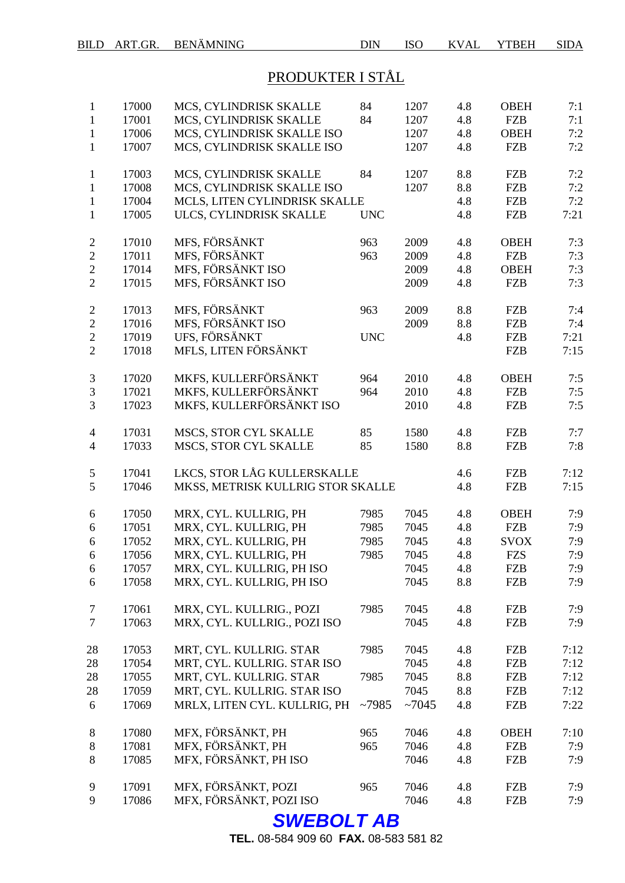| BILD | ART.GR. | BENÄMNING | DIN | ISO | KVAL | YTBEH | SIDA |
|---|---|---|---|---|---|---|---|

## PRODUKTER I STÅL

| BILD | ART.GR. | BENÄMNING | DIN | ISO | KVAL | YTBEH | SIDA |
|---|---|---|---|---|---|---|---|
| 1 | 17000 | MCS, CYLINDRISK SKALLE | 84 | 1207 | 4.8 | OBEH | 7:1 |
| 1 | 17001 | MCS, CYLINDRISK SKALLE | 84 | 1207 | 4.8 | FZB | 7:1 |
| 1 | 17006 | MCS, CYLINDRISK SKALLE ISO | | 1207 | 4.8 | OBEH | 7:2 |
| 1 | 17007 | MCS, CYLINDRISK SKALLE ISO | | 1207 | 4.8 | FZB | 7:2 |
| 1 | 17003 | MCS, CYLINDRISK SKALLE | 84 | 1207 | 8.8 | FZB | 7:2 |
| 1 | 17008 | MCS, CYLINDRISK SKALLE ISO | | 1207 | 8.8 | FZB | 7:2 |
| 1 | 17004 | MCLS, LITEN CYLINDRISK SKALLE | | | 4.8 | FZB | 7:2 |
| 1 | 17005 | ULCS, CYLINDRISK SKALLE | UNC | | 4.8 | FZB | 7:21 |
| 2 | 17010 | MFS, FÖRSÄNKT | 963 | 2009 | 4.8 | OBEH | 7:3 |
| 2 | 17011 | MFS, FÖRSÄNKT | 963 | 2009 | 4.8 | FZB | 7:3 |
| 2 | 17014 | MFS, FÖRSÄNKT ISO | | 2009 | 4.8 | OBEH | 7:3 |
| 2 | 17015 | MFS, FÖRSÄNKT ISO | | 2009 | 4.8 | FZB | 7:3 |
| 2 | 17013 | MFS, FÖRSÄNKT | 963 | 2009 | 8.8 | FZB | 7:4 |
| 2 | 17016 | MFS, FÖRSÄNKT ISO | | 2009 | 8.8 | FZB | 7:4 |
| 2 | 17019 | UFS, FÖRSÄNKT | UNC | | 4.8 | FZB | 7:21 |
| 2 | 17018 | MFLS, LITEN FÖRSÄNKT | | | | FZB | 7:15 |
| 3 | 17020 | MKFS, KULLERFÖRSÄNKT | 964 | 2010 | 4.8 | OBEH | 7:5 |
| 3 | 17021 | MKFS, KULLERFÖRSÄNKT | 964 | 2010 | 4.8 | FZB | 7:5 |
| 3 | 17023 | MKFS, KULLERFÖRSÄNKT ISO | | 2010 | 4.8 | FZB | 7:5 |
| 4 | 17031 | MSCS, STOR CYL SKALLE | 85 | 1580 | 4.8 | FZB | 7:7 |
| 4 | 17033 | MSCS, STOR CYL SKALLE | 85 | 1580 | 8.8 | FZB | 7:8 |
| 5 | 17041 | LKCS, STOR LÅG KULLERSKALLE | | | 4.6 | FZB | 7:12 |
| 5 | 17046 | MKSS, METRISK KULLRIG STOR SKALLE | | | 4.8 | FZB | 7:15 |
| 6 | 17050 | MRX, CYL. KULLRIG, PH | 7985 | 7045 | 4.8 | OBEH | 7:9 |
| 6 | 17051 | MRX, CYL. KULLRIG, PH | 7985 | 7045 | 4.8 | FZB | 7:9 |
| 6 | 17052 | MRX, CYL. KULLRIG, PH | 7985 | 7045 | 4.8 | SVOX | 7:9 |
| 6 | 17056 | MRX, CYL. KULLRIG, PH | 7985 | 7045 | 4.8 | FZS | 7:9 |
| 6 | 17057 | MRX, CYL. KULLRIG, PH ISO | | 7045 | 4.8 | FZB | 7:9 |
| 6 | 17058 | MRX, CYL. KULLRIG, PH ISO | | 7045 | 8.8 | FZB | 7:9 |
| 7 | 17061 | MRX, CYL. KULLRIG., POZI | 7985 | 7045 | 4.8 | FZB | 7:9 |
| 7 | 17063 | MRX, CYL. KULLRIG., POZI ISO | | 7045 | 4.8 | FZB | 7:9 |
| 28 | 17053 | MRT, CYL. KULLRIG. STAR | 7985 | 7045 | 4.8 | FZB | 7:12 |
| 28 | 17054 | MRT, CYL. KULLRIG. STAR ISO | | 7045 | 4.8 | FZB | 7:12 |
| 28 | 17055 | MRT, CYL. KULLRIG. STAR | 7985 | 7045 | 8.8 | FZB | 7:12 |
| 28 | 17059 | MRT, CYL. KULLRIG. STAR ISO | | 7045 | 8.8 | FZB | 7:12 |
| 6 | 17069 | MRLX, LITEN CYL. KULLRIG, PH | ~7985 | ~7045 | 4.8 | FZB | 7:22 |
| 8 | 17080 | MFX, FÖRSÄNKT, PH | 965 | 7046 | 4.8 | OBEH | 7:10 |
| 8 | 17081 | MFX, FÖRSÄNKT, PH | 965 | 7046 | 4.8 | FZB | 7:9 |
| 8 | 17085 | MFX, FÖRSÄNKT, PH ISO | | 7046 | 4.8 | FZB | 7:9 |
| 9 | 17091 | MFX, FÖRSÄNKT, POZI | 965 | 7046 | 4.8 | FZB | 7:9 |
| 9 | 17086 | MFX, FÖRSÄNKT, POZI ISO | | 7046 | 4.8 | FZB | 7:9 |

***SWEBOLT AB***

**TEL.** 08-584 909 60 **FAX.** 08-583 581 82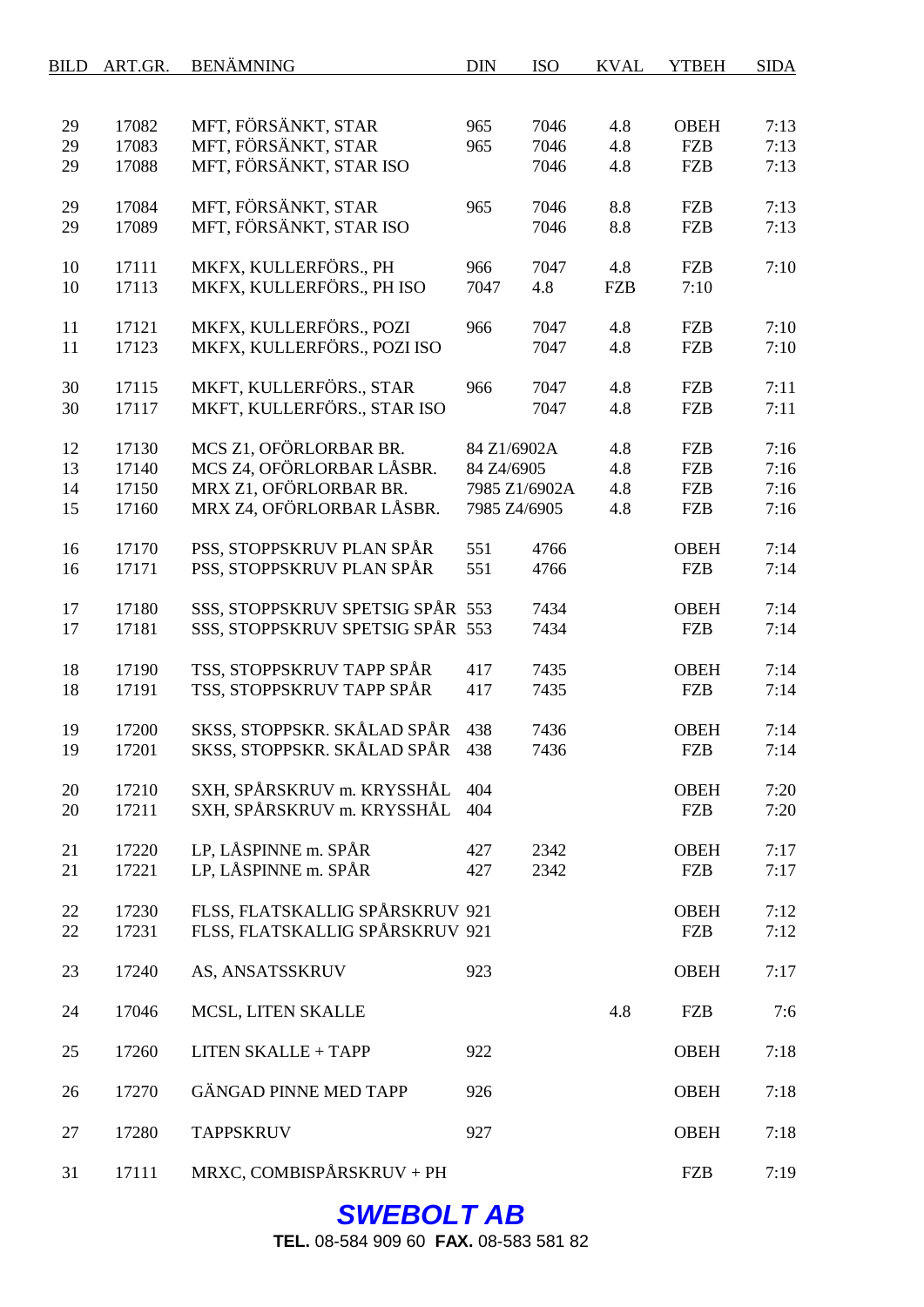| BILD | ART.GR. | BENÄMNING | DIN | ISO | KVAL | YTBEH | SIDA |
|---|---|---|---|---|---|---|---|
| 29 | 17082 | MFT, FÖRSÄNKT, STAR | 965 | 7046 | 4.8 | OBEH | 7:13 |
| 29 | 17083 | MFT, FÖRSÄNKT, STAR | 965 | 7046 | 4.8 | FZB | 7:13 |
| 29 | 17088 | MFT, FÖRSÄNKT, STAR ISO | | 7046 | 4.8 | FZB | 7:13 |
| 29 | 17084 | MFT, FÖRSÄNKT, STAR | 965 | 7046 | 8.8 | FZB | 7:13 |
| 29 | 17089 | MFT, FÖRSÄNKT, STAR ISO | | 7046 | 8.8 | FZB | 7:13 |
| 10 | 17111 | MKFX, KULLERFÖRS., PH | 966 | 7047 | 4.8 | FZB | 7:10 |
| 10 | 17113 | MKFX, KULLERFÖRS., PH ISO | 7047 | 4.8 | FZB | 7:10 | |
| 11 | 17121 | MKFX, KULLERFÖRS., POZI | 966 | 7047 | 4.8 | FZB | 7:10 |
| 11 | 17123 | MKFX, KULLERFÖRS., POZI ISO | | 7047 | 4.8 | FZB | 7:10 |
| 30 | 17115 | MKFT, KULLERFÖRS., STAR | 966 | 7047 | 4.8 | FZB | 7:11 |
| 30 | 17117 | MKFT, KULLERFÖRS., STAR ISO | | 7047 | 4.8 | FZB | 7:11 |
| 12 | 17130 | MCS Z1, OFÖRLORBAR BR. | 84 Z1/6902A | | 4.8 | FZB | 7:16 |
| 13 | 17140 | MCS Z4, OFÖRLORBAR LÅSBR. | 84 Z4/6905 | | 4.8 | FZB | 7:16 |
| 14 | 17150 | MRX Z1, OFÖRLORBAR BR. | 7985 Z1/6902A | | 4.8 | FZB | 7:16 |
| 15 | 17160 | MRX Z4, OFÖRLORBAR LÅSBR. | 7985 Z4/6905 | | 4.8 | FZB | 7:16 |
| 16 | 17170 | PSS, STOPPSKRUV PLAN SPÅR | 551 | 4766 | | OBEH | 7:14 |
| 16 | 17171 | PSS, STOPPSKRUV PLAN SPÅR | 551 | 4766 | | FZB | 7:14 |
| 17 | 17180 | SSS, STOPPSKRUV SPETSIG SPÅR | 553 | 7434 | | OBEH | 7:14 |
| 17 | 17181 | SSS, STOPPSKRUV SPETSIG SPÅR | 553 | 7434 | | FZB | 7:14 |
| 18 | 17190 | TSS, STOPPSKRUV TAPP SPÅR | 417 | 7435 | | OBEH | 7:14 |
| 18 | 17191 | TSS, STOPPSKRUV TAPP SPÅR | 417 | 7435 | | FZB | 7:14 |
| 19 | 17200 | SKSS, STOPPSKR. SKÅLAD SPÅR | 438 | 7436 | | OBEH | 7:14 |
| 19 | 17201 | SKSS, STOPPSKR. SKÅLAD SPÅR | 438 | 7436 | | FZB | 7:14 |
| 20 | 17210 | SXH, SPÅRSKRUV m. KRYSSHÅL | 404 | | | OBEH | 7:20 |
| 20 | 17211 | SXH, SPÅRSKRUV m. KRYSSHÅL | 404 | | | FZB | 7:20 |
| 21 | 17220 | LP, LÅSPINNE m. SPÅR | 427 | 2342 | | OBEH | 7:17 |
| 21 | 17221 | LP, LÅSPINNE m. SPÅR | 427 | 2342 | | FZB | 7:17 |
| 22 | 17230 | FLSS, FLATSKALLIG SPÅRSKRUV | 921 | | | OBEH | 7:12 |
| 22 | 17231 | FLSS, FLATSKALLIG SPÅRSKRUV | 921 | | | FZB | 7:12 |
| 23 | 17240 | AS, ANSATSSKRUV | 923 | | | OBEH | 7:17 |
| 24 | 17046 | MCSL, LITEN SKALLE | | | 4.8 | FZB | 7:6 |
| 25 | 17260 | LITEN SKALLE + TAPP | 922 | | | OBEH | 7:18 |
| 26 | 17270 | GÄNGAD PINNE MED TAPP | 926 | | | OBEH | 7:18 |
| 27 | 17280 | TAPPSKRUV | 927 | | | OBEH | 7:18 |
| 31 | 17111 | MRXC, COMBISPÅRSKRUV + PH | | | | FZB | 7:19 |

***SWEBOLT AB***

**TEL.** 08-584 909 60 **FAX.** 08-583 581 82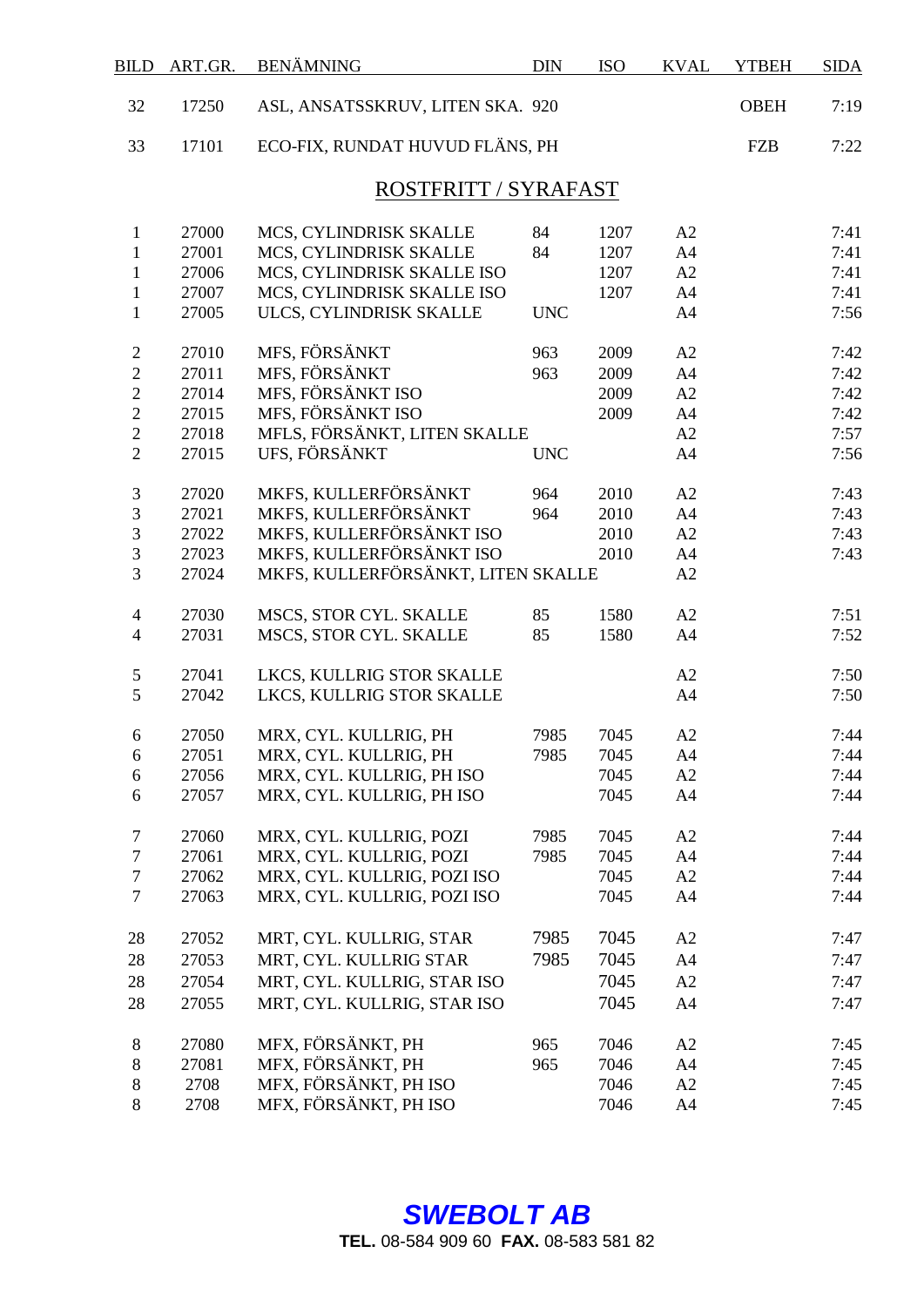| BILD | ART.GR. | BENÄMNING | DIN | ISO | KVAL | YTBEH | SIDA |
|---|---|---|---|---|---|---|---|
| 32 | 17250 | ASL, ANSATSSKRUV, LITEN SKA. | 920 | | | OBEH | 7:19 |
| 33 | 17101 | ECO-FIX, RUNDAT HUVUD FLÄNS, PH | | | | FZB | 7:22 |

## ROSTFRITT / SYRAFAST

| BILD | ART.GR. | BENÄMNING | DIN | ISO | KVAL | YTBEH | SIDA |
|---|---|---|---|---|---|---|---|
| 1 | 27000 | MCS, CYLINDRISK SKALLE | 84 | 1207 | A2 | | 7:41 |
| 1 | 27001 | MCS, CYLINDRISK SKALLE | 84 | 1207 | A4 | | 7:41 |
| 1 | 27006 | MCS, CYLINDRISK SKALLE ISO | | 1207 | A2 | | 7:41 |
| 1 | 27007 | MCS, CYLINDRISK SKALLE ISO | | 1207 | A4 | | 7:41 |
| 1 | 27005 | ULCS, CYLINDRISK SKALLE | UNC | | A4 | | 7:56 |
| 2 | 27010 | MFS, FÖRSÄNKT | 963 | 2009 | A2 | | 7:42 |
| 2 | 27011 | MFS, FÖRSÄNKT | 963 | 2009 | A4 | | 7:42 |
| 2 | 27014 | MFS, FÖRSÄNKT ISO | | 2009 | A2 | | 7:42 |
| 2 | 27015 | MFS, FÖRSÄNKT ISO | | 2009 | A4 | | 7:42 |
| 2 | 27018 | MFLS, FÖRSÄNKT, LITEN SKALLE | | | A2 | | 7:57 |
| 2 | 27015 | UFS, FÖRSÄNKT | UNC | | A4 | | 7:56 |
| 3 | 27020 | MKFS, KULLERFÖRSÄNKT | 964 | 2010 | A2 | | 7:43 |
| 3 | 27021 | MKFS, KULLERFÖRSÄNKT | 964 | 2010 | A4 | | 7:43 |
| 3 | 27022 | MKFS, KULLERFÖRSÄNKT ISO | | 2010 | A2 | | 7:43 |
| 3 | 27023 | MKFS, KULLERFÖRSÄNKT ISO | | 2010 | A4 | | 7:43 |
| 3 | 27024 | MKFS, KULLERFÖRSÄNKT, LITEN SKALLE | | | A2 | | |
| 4 | 27030 | MSCS, STOR CYL. SKALLE | 85 | 1580 | A2 | | 7:51 |
| 4 | 27031 | MSCS, STOR CYL. SKALLE | 85 | 1580 | A4 | | 7:52 |
| 5 | 27041 | LKCS, KULLRIG STOR SKALLE | | | A2 | | 7:50 |
| 5 | 27042 | LKCS, KULLRIG STOR SKALLE | | | A4 | | 7:50 |
| 6 | 27050 | MRX, CYL. KULLRIG, PH | 7985 | 7045 | A2 | | 7:44 |
| 6 | 27051 | MRX, CYL. KULLRIG, PH | 7985 | 7045 | A4 | | 7:44 |
| 6 | 27056 | MRX, CYL. KULLRIG, PH ISO | | 7045 | A2 | | 7:44 |
| 6 | 27057 | MRX, CYL. KULLRIG, PH ISO | | 7045 | A4 | | 7:44 |
| 7 | 27060 | MRX, CYL. KULLRIG, POZI | 7985 | 7045 | A2 | | 7:44 |
| 7 | 27061 | MRX, CYL. KULLRIG, POZI | 7985 | 7045 | A4 | | 7:44 |
| 7 | 27062 | MRX, CYL. KULLRIG, POZI ISO | | 7045 | A2 | | 7:44 |
| 7 | 27063 | MRX, CYL. KULLRIG, POZI ISO | | 7045 | A4 | | 7:44 |
| 28 | 27052 | MRT, CYL. KULLRIG, STAR | 7985 | 7045 | A2 | | 7:47 |
| 28 | 27053 | MRT, CYL. KULLRIG STAR | 7985 | 7045 | A4 | | 7:47 |
| 28 | 27054 | MRT, CYL. KULLRIG, STAR ISO | | 7045 | A2 | | 7:47 |
| 28 | 27055 | MRT, CYL. KULLRIG, STAR ISO | | 7045 | A4 | | 7:47 |
| 8 | 27080 | MFX, FÖRSÄNKT, PH | 965 | 7046 | A2 | | 7:45 |
| 8 | 27081 | MFX, FÖRSÄNKT, PH | 965 | 7046 | A4 | | 7:45 |
| 8 | 2708 | MFX, FÖRSÄNKT, PH ISO | | 7046 | A2 | | 7:45 |
| 8 | 2708 | MFX, FÖRSÄNKT, PH ISO | | 7046 | A4 | | 7:45 |

***SWEBOLT AB***

**TEL.** 08-584 909 60 **FAX.** 08-583 581 82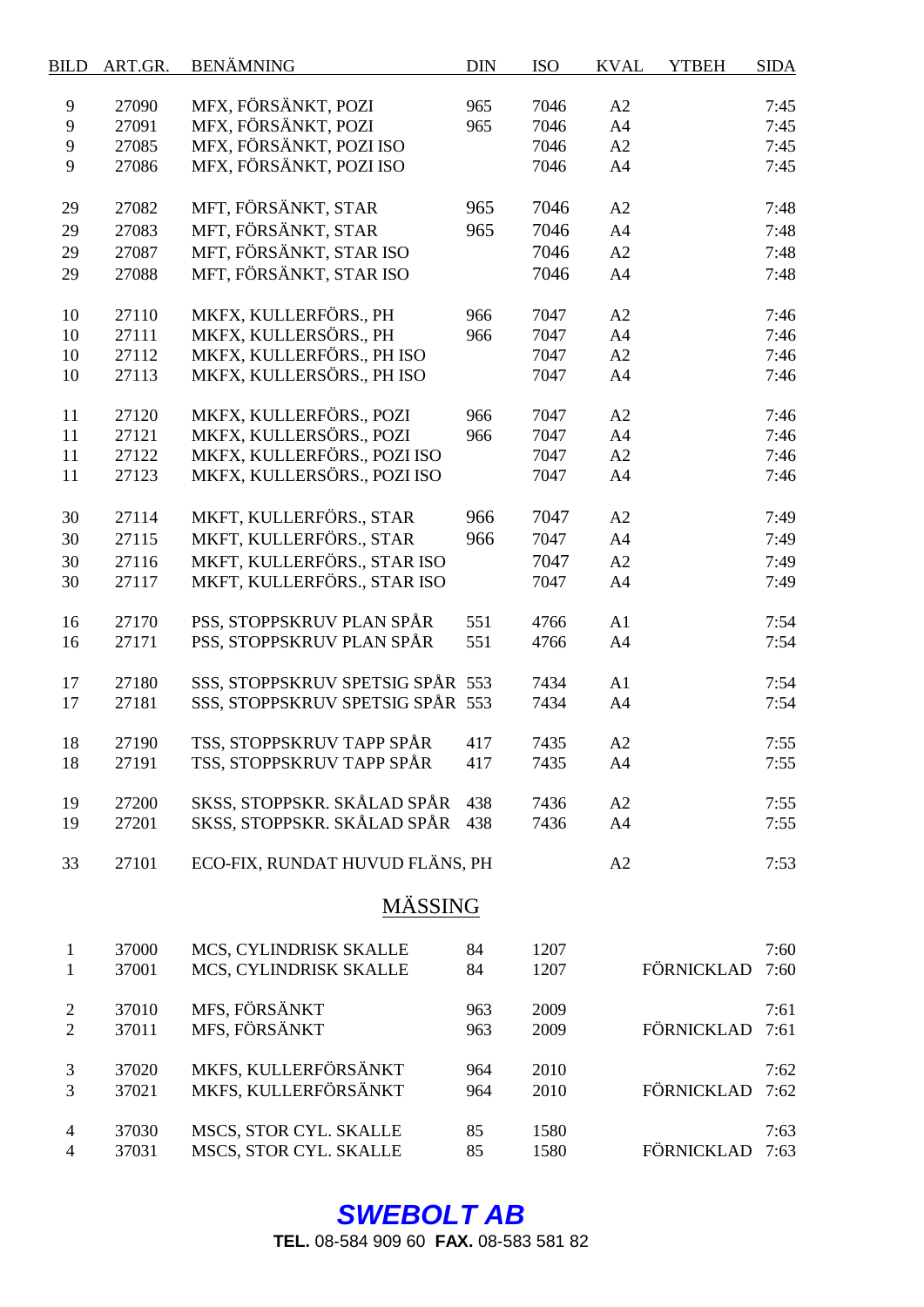| BILD | ART.GR. | BENÄMNING | DIN | ISO | KVAL | YTBEH | SIDA |
|---|---|---|---|---|---|---|---|
| 9 | 27090 | MFX, FÖRSÄNKT, POZI | 965 | 7046 | A2 | | 7:45 |
| 9 | 27091 | MFX, FÖRSÄNKT, POZI | 965 | 7046 | A4 | | 7:45 |
| 9 | 27085 | MFX, FÖRSÄNKT, POZI ISO | | 7046 | A2 | | 7:45 |
| 9 | 27086 | MFX, FÖRSÄNKT, POZI ISO | | 7046 | A4 | | 7:45 |
| 29 | 27082 | MFT, FÖRSÄNKT, STAR | 965 | 7046 | A2 | | 7:48 |
| 29 | 27083 | MFT, FÖRSÄNKT, STAR | 965 | 7046 | A4 | | 7:48 |
| 29 | 27087 | MFT, FÖRSÄNKT, STAR ISO | | 7046 | A2 | | 7:48 |
| 29 | 27088 | MFT, FÖRSÄNKT, STAR ISO | | 7046 | A4 | | 7:48 |
| 10 | 27110 | MKFX, KULLERFÖRS., PH | 966 | 7047 | A2 | | 7:46 |
| 10 | 27111 | MKFX, KULLERSÖRS., PH | 966 | 7047 | A4 | | 7:46 |
| 10 | 27112 | MKFX, KULLERFÖRS., PH ISO | | 7047 | A2 | | 7:46 |
| 10 | 27113 | MKFX, KULLERSÖRS., PH ISO | | 7047 | A4 | | 7:46 |
| 11 | 27120 | MKFX, KULLERFÖRS., POZI | 966 | 7047 | A2 | | 7:46 |
| 11 | 27121 | MKFX, KULLERSÖRS., POZI | 966 | 7047 | A4 | | 7:46 |
| 11 | 27122 | MKFX, KULLERFÖRS., POZI ISO | | 7047 | A2 | | 7:46 |
| 11 | 27123 | MKFX, KULLERSÖRS., POZI ISO | | 7047 | A4 | | 7:46 |
| 30 | 27114 | MKFT, KULLERFÖRS., STAR | 966 | 7047 | A2 | | 7:49 |
| 30 | 27115 | MKFT, KULLERFÖRS., STAR | 966 | 7047 | A4 | | 7:49 |
| 30 | 27116 | MKFT, KULLERFÖRS., STAR ISO | | 7047 | A2 | | 7:49 |
| 30 | 27117 | MKFT, KULLERFÖRS., STAR ISO | | 7047 | A4 | | 7:49 |
| 16 | 27170 | PSS, STOPPSKRUV PLAN SPÅR | 551 | 4766 | A1 | | 7:54 |
| 16 | 27171 | PSS, STOPPSKRUV PLAN SPÅR | 551 | 4766 | A4 | | 7:54 |
| 17 | 27180 | SSS, STOPPSKRUV SPETSIG SPÅR | 553 | 7434 | A1 | | 7:54 |
| 17 | 27181 | SSS, STOPPSKRUV SPETSIG SPÅR | 553 | 7434 | A4 | | 7:54 |
| 18 | 27190 | TSS, STOPPSKRUV TAPP SPÅR | 417 | 7435 | A2 | | 7:55 |
| 18 | 27191 | TSS, STOPPSKRUV TAPP SPÅR | 417 | 7435 | A4 | | 7:55 |
| 19 | 27200 | SKSS, STOPPSKR. SKÅLAD SPÅR | 438 | 7436 | A2 | | 7:55 |
| 19 | 27201 | SKSS, STOPPSKR. SKÅLAD SPÅR | 438 | 7436 | A4 | | 7:55 |
| 33 | 27101 | ECO-FIX, RUNDAT HUVUD FLÄNS, PH | | | A2 | | 7:53 |

## MÄSSING

| BILD | ART.GR. | BENÄMNING | DIN | ISO | KVAL | YTBEH | SIDA |
|---|---|---|---|---|---|---|---|
| 1 | 37000 | MCS, CYLINDRISK SKALLE | 84 | 1207 | | | 7:60 |
| 1 | 37001 | MCS, CYLINDRISK SKALLE | 84 | 1207 | | FÖRNICKLAD | 7:60 |
| 2 | 37010 | MFS, FÖRSÄNKT | 963 | 2009 | | | 7:61 |
| 2 | 37011 | MFS, FÖRSÄNKT | 963 | 2009 | | FÖRNICKLAD | 7:61 |
| 3 | 37020 | MKFS, KULLERFÖRSÄNKT | 964 | 2010 | | | 7:62 |
| 3 | 37021 | MKFS, KULLERFÖRSÄNKT | 964 | 2010 | | FÖRNICKLAD | 7:62 |
| 4 | 37030 | MSCS, STOR CYL. SKALLE | 85 | 1580 | | | 7:63 |
| 4 | 37031 | MSCS, STOR CYL. SKALLE | 85 | 1580 | | FÖRNICKLAD | 7:63 |

***SWEBOLT AB***

**TEL.** 08-584 909 60 **FAX.** 08-583 581 82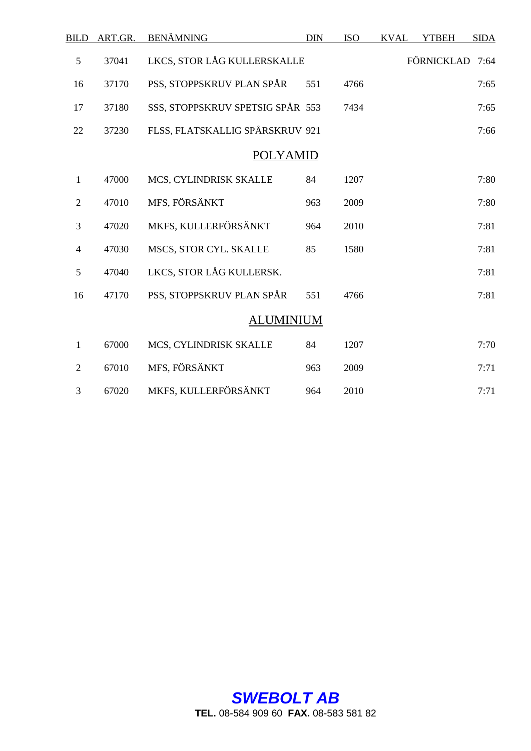| BILD | ART.GR. | BENÄMNING | DIN | ISO | KVAL | YTBEH | SIDA |
|---|---|---|---|---|---|---|---|
| 5 | 37041 | LKCS, STOR LÅG KULLERSKALLE | | | | FÖRNICKLAD | 7:64 |
| 16 | 37170 | PSS, STOPPSKRUV PLAN SPÅR | 551 | 4766 | | | 7:65 |
| 17 | 37180 | SSS, STOPPSKRUV SPETSIG SPÅR | 553 | 7434 | | | 7:65 |
| 22 | 37230 | FLSS, FLATSKALLIG SPÅRSKRUV | 921 | | | | 7:66 |
| | | **POLYAMID** | | | | | |
| 1 | 47000 | MCS, CYLINDRISK SKALLE | 84 | 1207 | | | 7:80 |
| 2 | 47010 | MFS, FÖRSÄNKT | 963 | 2009 | | | 7:80 |
| 3 | 47020 | MKFS, KULLERFÖRSÄNKT | 964 | 2010 | | | 7:81 |
| 4 | 47030 | MSCS, STOR CYL. SKALLE | 85 | 1580 | | | 7:81 |
| 5 | 47040 | LKCS, STOR LÅG KULLERSK. | | | | | 7:81 |
| 16 | 47170 | PSS, STOPPSKRUV PLAN SPÅR | 551 | 4766 | | | 7:81 |
| | | **ALUMINIUM** | | | | | |
| 1 | 67000 | MCS, CYLINDRISK SKALLE | 84 | 1207 | | | 7:70 |
| 2 | 67010 | MFS, FÖRSÄNKT | 963 | 2009 | | | 7:71 |
| 3 | 67020 | MKFS, KULLERFÖRSÄNKT | 964 | 2010 | | | 7:71 |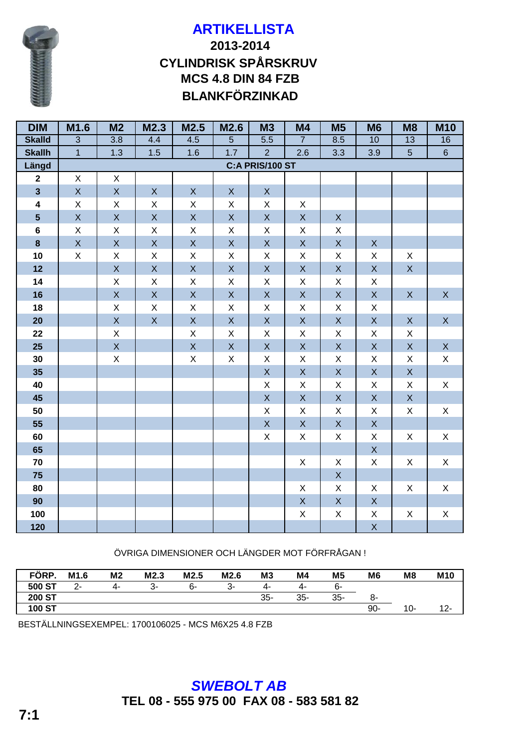# ARTIKELLISTA

## 2013-2014

## CYLINDRISK SPÅRSKRUV

## MCS 4.8 DIN 84 FZB

## BLANKFÖRZINKAD

| DIM | M1.6 | M2 | M2.3 | M2.5 | M2.6 | M3 | M4 | M5 | M6 | M8 | M10 |
|---|---|---|---|---|---|---|---|---|---|---|---|
| Skalld | 3 | 3.8 | 4.4 | 4.5 | 5 | 5.5 | 7 | 8.5 | 10 | 13 | 16 |
| Skallh | 1 | 1.3 | 1.5 | 1.6 | 1.7 | 2 | 2.6 | 3.3 | 3.9 | 5 | 6 |
| Längd | C:A PRIS/100 ST | | | | | | | | | | |
| 2 | X | X | | | | | | | | | |
| 3 | X | X | X | X | X | X | | | | | |
| 4 | X | X | X | X | X | X | X | | | | |
| 5 | X | X | X | X | X | X | X | X | | | |
| 6 | X | X | X | X | X | X | X | X | | | |
| 8 | X | X | X | X | X | X | X | X | X | | |
| 10 | X | X | X | X | X | X | X | X | X | X | |
| 12 | | X | X | X | X | X | X | X | X | X | |
| 14 | | X | X | X | X | X | X | X | X | | |
| 16 | | X | X | X | X | X | X | X | X | X | X |
| 18 | | X | X | X | X | X | X | X | X | | |
| 20 | | X | X | X | X | X | X | X | X | X | X |
| 22 | | X | | X | X | X | X | X | X | X | |
| 25 | | X | | X | X | X | X | X | X | X | X |
| 30 | | X | | X | X | X | X | X | X | X | X |
| 35 | | | | | | X | X | X | X | X | |
| 40 | | | | | | X | X | X | X | X | X |
| 45 | | | | | | X | X | X | X | X | |
| 50 | | | | | | X | X | X | X | X | X |
| 55 | | | | | | X | X | X | X | | |
| 60 | | | | | | X | X | X | X | X | X |
| 65 | | | | | | | | | X | | |
| 70 | | | | | | | X | X | X | X | X |
| 75 | | | | | | | | X | | | |
| 80 | | | | | | | X | X | X | X | X |
| 90 | | | | | | | X | X | X | | |
| 100 | | | | | | | X | X | X | X | X |
| 120 | | | | | | | | | X | | |

ÖVRIGA DIMENSIONER OCH LÄNGDER MOT FÖRFRÅGAN !

| FÖRP. | M1.6 | M2 | M2.3 | M2.5 | M2.6 | M3 | M4 | M5 | M6 | M8 | M10 |
|---|---|---|---|---|---|---|---|---|---|---|---|
| 500 ST | 2- | 4- | 3- | 6- | 3- | 4- | 4- | 6- | | | |
| 200 ST | | | | | | 35- | 35- | 35- | 8- | | |
| 100 ST | | | | | | | | | 90- | 10- | 12- |

BESTÄLLNINGSEXEMPEL: 1700106025 - MCS M6X25 4.8 FZB

***SWEBOLT AB***

**TEL 08 - 555 975 00  FAX 08 - 583 581 82**

**7:1**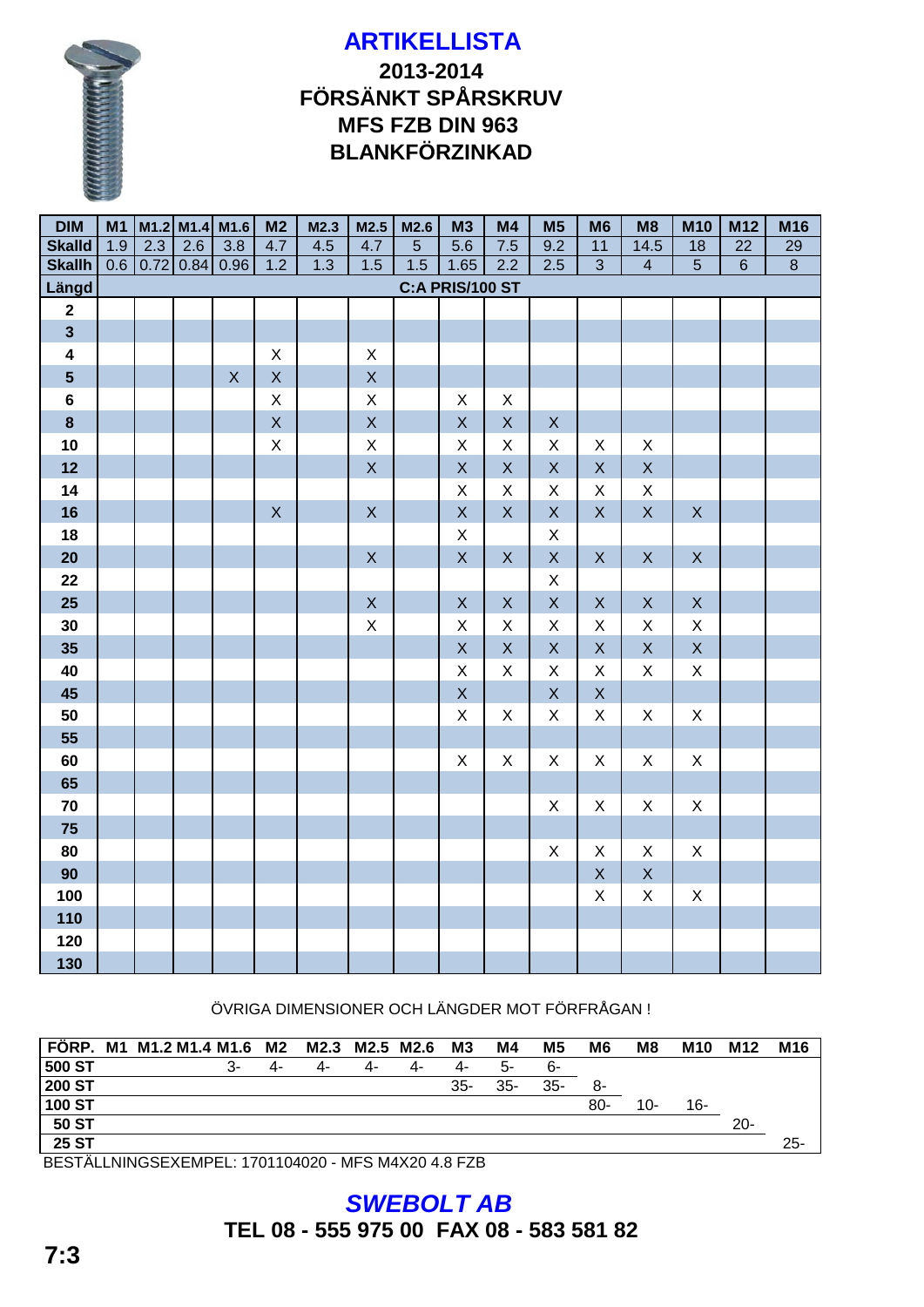# ARTIKELLISTA

## 2013-2014
## FÖRSÄNKT SPÅRSKRUV
## MFS FZB DIN 963
## BLANKFÖRZINKAD

| DIM | M1 | M1.2 | M1.4 | M1.6 | M2 | M2.3 | M2.5 | M2.6 | M3 | M4 | M5 | M6 | M8 | M10 | M12 | M16 |
|---|---|---|---|---|---|---|---|---|---|---|---|---|---|---|---|---|
| **Skalld** | 1.9 | 2.3 | 2.6 | 3.8 | 4.7 | 4.5 | 4.7 | 5 | 5.6 | 7.5 | 9.2 | 11 | 14.5 | 18 | 22 | 29 |
| **Skallh** | 0.6 | 0.72 | 0.84 | 0.96 | 1.2 | 1.3 | 1.5 | 1.5 | 1.65 | 2.2 | 2.5 | 3 | 4 | 5 | 6 | 8 |
| **Längd** | C:A PRIS/100 ST | | | | | | | | | | | | | | | |
| **2** | | | | | | | | | | | | | | | | |
| **3** | | | | | | | | | | | | | | | | |
| **4** | | | | | X | | X | | | | | | | | | |
| **5** | | | | X | X | | X | | | | | | | | | |
| **6** | | | | | X | | X | | X | X | | | | | | |
| **8** | | | | | X | | X | | X | X | X | | | | | |
| **10** | | | | | X | | X | | X | X | X | X | X | | | |
| **12** | | | | | | | X | | X | X | X | X | X | | | |
| **14** | | | | | | | | | X | X | X | X | X | | | |
| **16** | | | | | X | | X | | X | X | X | X | X | X | | |
| **18** | | | | | | | | | X | | X | | | | | |
| **20** | | | | | | | X | | X | X | X | X | X | X | | |
| **22** | | | | | | | | | | | X | | | | | |
| **25** | | | | | | | X | | X | X | X | X | X | X | | |
| **30** | | | | | | | X | | X | X | X | X | X | X | | |
| **35** | | | | | | | | | X | X | X | X | X | X | | |
| **40** | | | | | | | | | X | X | X | X | X | X | | |
| **45** | | | | | | | | | X | | X | X | | | | |
| **50** | | | | | | | | | X | X | X | X | X | X | | |
| **55** | | | | | | | | | | | | | | | | |
| **60** | | | | | | | | | X | X | X | X | X | X | | |
| **65** | | | | | | | | | | | | | | | | |
| **70** | | | | | | | | | | | X | X | X | X | | |
| **75** | | | | | | | | | | | | | | | | |
| **80** | | | | | | | | | | | X | X | X | X | | |
| **90** | | | | | | | | | | | | X | X | | | |
| **100** | | | | | | | | | | | | X | X | X | | |
| **110** | | | | | | | | | | | | | | | | |
| **120** | | | | | | | | | | | | | | | | |
| **130** | | | | | | | | | | | | | | | | |

ÖVRIGA DIMENSIONER OCH LÄNGDER MOT FÖRFRÅGAN !

| FÖRP. | M1 | M1.2 | M1.4 | M1.6 | M2 | M2.3 | M2.5 | M2.6 | M3 | M4 | M5 | M6 | M8 | M10 | M12 | M16 |
|---|---|---|---|---|---|---|---|---|---|---|---|---|---|---|---|---|
| **500 ST** | | | | 3- | 4- | 4- | 4- | 4- | 4- | 5- | 6- | | | | | |
| **200 ST** | | | | | | | | | 35- | 35- | 35- | 8- | | | | |
| **100 ST** | | | | | | | | | | | | 80- | 10- | 16- | | |
| **50 ST** | | | | | | | | | | | | | | | 20- | |
| **25 ST** | | | | | | | | | | | | | | | | 25- |

BESTÄLLNINGSEXEMPEL: 1701104020 - MFS M4X20 4.8 FZB

***SWEBOLT AB***

**TEL 08 - 555 975 00 FAX 08 - 583 581 82**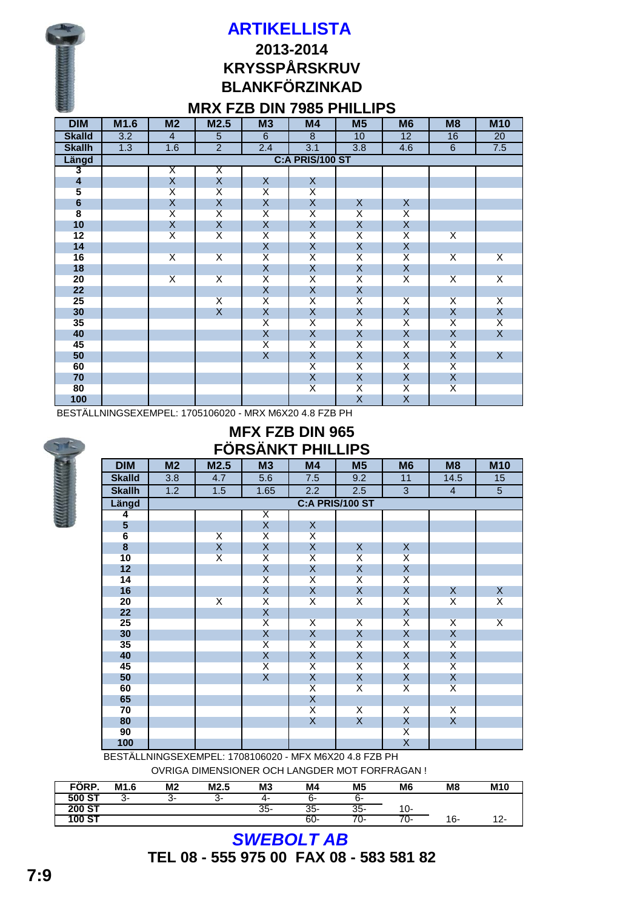# ARTIKELLISTA

## 2013-2014

## KRYSSPÅRSKRUV

## BLANKFÖRZINKAD

### MRX FZB DIN 7985 PHILLIPS

| DIM | M1.6 | M2 | M2.5 | M3 | M4 | M5 | M6 | M8 | M10 |
|---|---|---|---|---|---|---|---|---|---|
| Skalld | 3.2 | 4 | 5 | 6 | 8 | 10 | 12 | 16 | 20 |
| Skallh | 1.3 | 1.6 | 2 | 2.4 | 3.1 | 3.8 | 4.6 | 6 | 7.5 |
| Längd | C:A PRIS/100 ST | | | | | | | | |
| 3 | | X | X | | | | | | |
| 4 | | X | X | X | X | | | | |
| 5 | | X | X | X | X | | | | |
| 6 | | X | X | X | X | X | X | | |
| 8 | | X | X | X | X | X | X | | |
| 10 | | X | X | X | X | X | X | | |
| 12 | | X | X | X | X | X | X | X | |
| 14 | | | | X | X | X | X | | |
| 16 | | X | X | X | X | X | X | X | X |
| 18 | | | | X | X | X | X | | |
| 20 | | X | X | X | X | X | X | X | X |
| 22 | | | | X | X | X | | | |
| 25 | | | X | X | X | X | X | X | X |
| 30 | | | X | X | X | X | X | X | X |
| 35 | | | | X | X | X | X | X | X |
| 40 | | | | X | X | X | X | X | X |
| 45 | | | | X | X | X | X | X | |
| 50 | | | | X | X | X | X | X | X |
| 60 | | | | | X | X | X | X | |
| 70 | | | | | X | X | X | X | |
| 80 | | | | | X | X | X | X | |
| 100 | | | | | | X | X | | |

BESTÄLLNINGSEXEMPEL: 1705106020 - MRX M6X20 4.8 FZB PH

### MFX FZB DIN 965
### FÖRSÄNKT PHILLIPS

| DIM | M2 | M2.5 | M3 | M4 | M5 | M6 | M8 | M10 |
|---|---|---|---|---|---|---|---|---|
| Skalld | 3.8 | 4.7 | 5.6 | 7.5 | 9.2 | 11 | 14.5 | 15 |
| Skallh | 1.2 | 1.5 | 1.65 | 2.2 | 2.5 | 3 | 4 | 5 |
| Längd | C:A PRIS/100 ST | | | | | | | |
| 4 | | | X | | | | | |
| 5 | | | X | X | | | | |
| 6 | | X | X | X | | | | |
| 8 | | X | X | X | X | X | | |
| 10 | | X | X | X | X | X | | |
| 12 | | | X | X | X | X | | |
| 14 | | | X | X | X | X | | |
| 16 | | | X | X | X | X | X | X |
| 20 | | X | X | X | X | X | X | X |
| 22 | | | X | | | X | | |
| 25 | | | X | X | X | X | X | X |
| 30 | | | X | X | X | X | X | |
| 35 | | | X | X | X | X | X | |
| 40 | | | X | X | X | X | X | |
| 45 | | | X | X | X | X | X | |
| 50 | | | X | X | X | X | X | |
| 60 | | | | X | X | X | X | |
| 65 | | | | X | | | | |
| 70 | | | | X | X | X | X | |
| 80 | | | | X | X | X | X | |
| 90 | | | | | | X | | |
| 100 | | | | | | X | | |

BESTÄLLNINGSEXEMPEL: 1708106020 - MFX M6X20 4.8 FZB PH

OVRIGA DIMENSIONER OCH LANGDER MOT FORFRÅGAN !

| FÖRP. | M1.6 | M2 | M2.5 | M3 | M4 | M5 | M6 | M8 | M10 |
|---|---|---|---|---|---|---|---|---|---|
| 500 ST | 3- | 3- | 3- | 4- | 6- | 6- | | | |
| 200 ST | | | | 35- | 35- | 35- | 10- | | |
| 100 ST | | | | | 60- | 70- | 70- | 16- | 12- |

***SWEBOLT AB***

**TEL 08 - 555 975 00 FAX 08 - 583 581 82**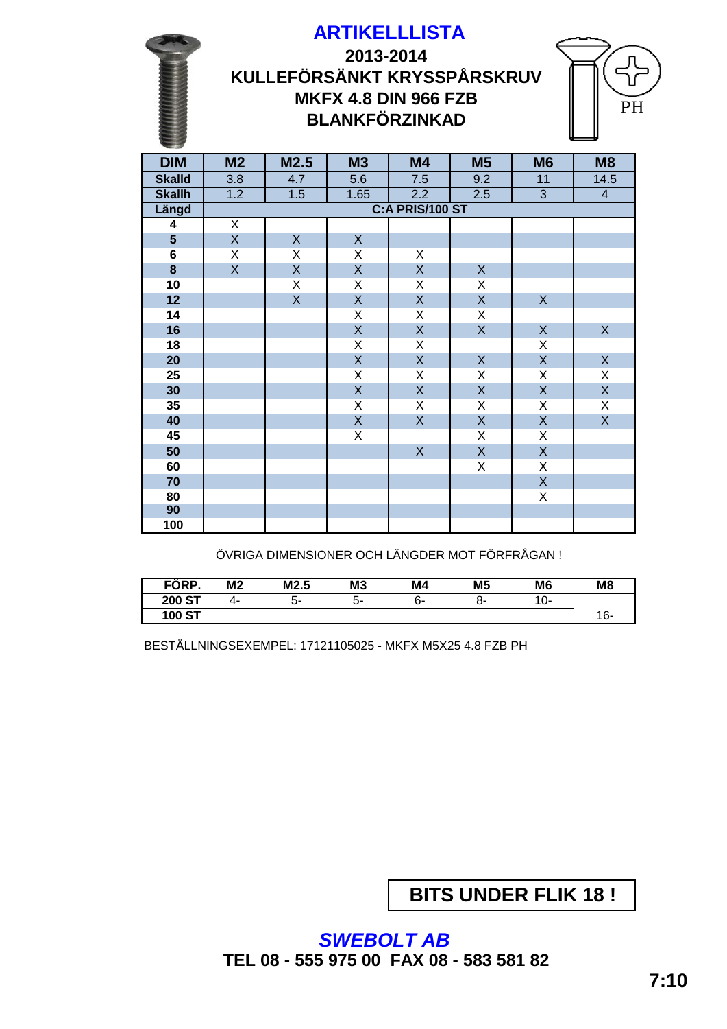# ARTIKELLLISTA

## 2013-2014
## KULLEFÖRSÄNKT KRYSSPÅRSKRUV
## MKFX 4.8 DIN 966 FZB
## BLANKFÖRZINKAD

| DIM | M2 | M2.5 | M3 | M4 | M5 | M6 | M8 |
|---|---|---|---|---|---|---|---|
| **Skalld** | 3.8 | 4.7 | 5.6 | 7.5 | 9.2 | 11 | 14.5 |
| **Skallh** | 1.2 | 1.5 | 1.65 | 2.2 | 2.5 | 3 | 4 |
| **Längd** | C:A PRIS/100 ST | | | | | | |
| **4** | X | | | | | | |
| **5** | X | X | X | | | | |
| **6** | X | X | X | X | | | |
| **8** | X | X | X | X | X | | |
| **10** | | X | X | X | X | | |
| **12** | | X | X | X | X | X | |
| **14** | | | X | X | X | | |
| **16** | | | X | X | X | X | X |
| **18** | | | X | X | | X | |
| **20** | | | X | X | X | X | X |
| **25** | | | X | X | X | X | X |
| **30** | | | X | X | X | X | X |
| **35** | | | X | X | X | X | X |
| **40** | | | X | X | X | X | X |
| **45** | | | X | | X | X | |
| **50** | | | | X | X | X | |
| **60** | | | | | X | X | |
| **70** | | | | | | X | |
| **80** | | | | | | X | |
| **90** | | | | | | | |
| **100** | | | | | | | |

ÖVRIGA DIMENSIONER OCH LÄNGDER MOT FÖRFRÅGAN !

| FÖRP. | M2 | M2.5 | M3 | M4 | M5 | M6 | M8 |
|---|---|---|---|---|---|---|---|
| **200 ST** | 4- | 5- | 5- | 6- | 8- | 10- | |
| **100 ST** | | | | | | | 16- |

BESTÄLLNINGSEXEMPEL: 17121105025 - MKFX M5X25 4.8 FZB PH

**BITS UNDER FLIK 18 !**

***SWEBOLT AB***

**TEL 08 - 555 975 00 FAX 08 - 583 581 82**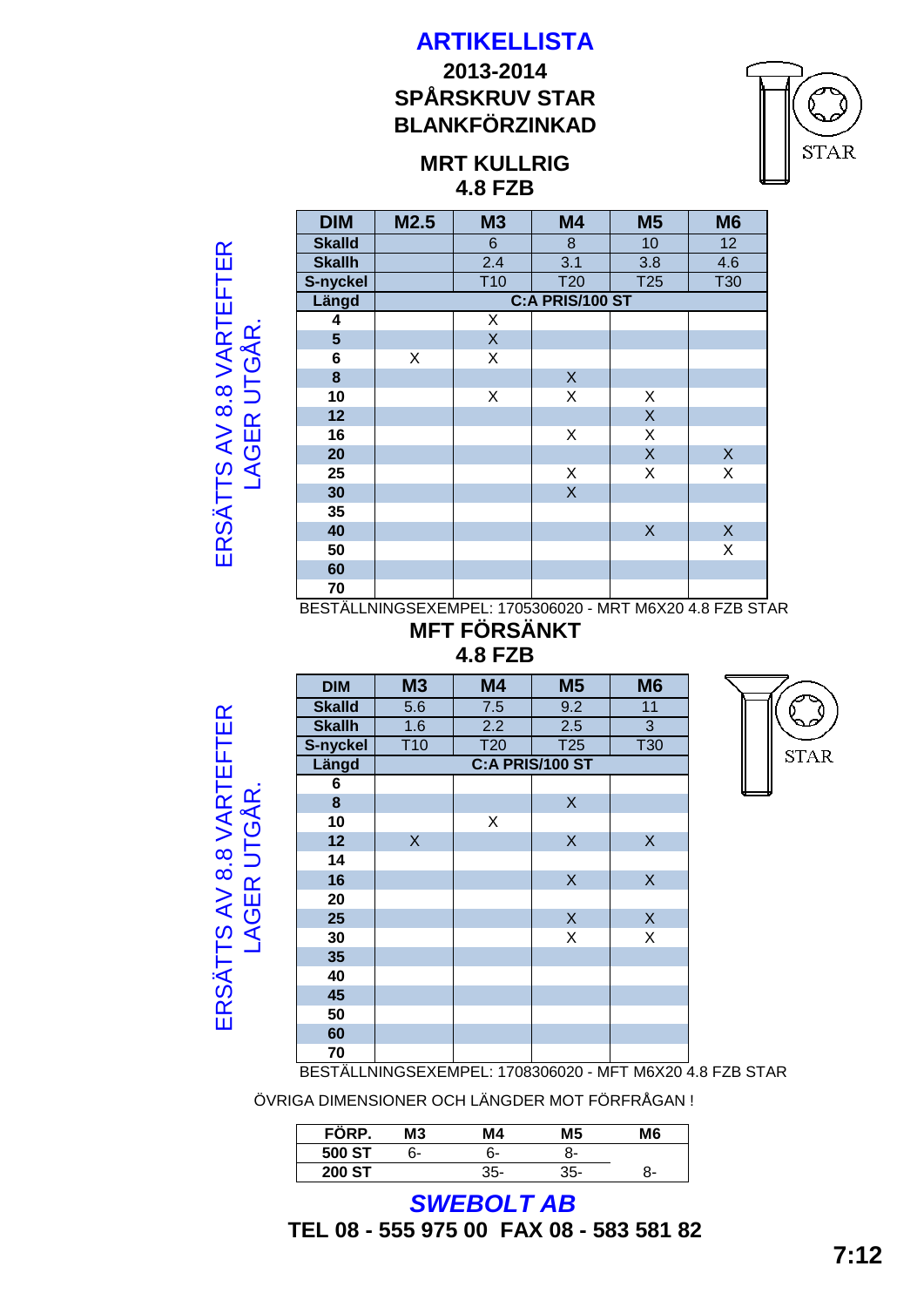# ARTIKELLISTA

## 2013-2014
## SPÅRSKRUV STAR
## BLANKFÖRZINKAD

### MRT KULLRIG
### 4.8 FZB

ERSÄTTS AV 8.8 VARTEFTER LAGER UTGÅR.

| DIM | M2.5 | M3 | M4 | M5 | M6 |
|---|---|---|---|---|---|
| Skalld | | 6 | 8 | 10 | 12 |
| Skallh | | 2.4 | 3.1 | 3.8 | 4.6 |
| S-nyckel | | T10 | T20 | T25 | T30 |
| Längd | C:A PRIS/100 ST | | | | |
| 4 | | X | | | |
| 5 | | X | | | |
| 6 | X | X | | | |
| 8 | | | X | | |
| 10 | | X | X | X | |
| 12 | | | | X | |
| 16 | | | X | X | |
| 20 | | | | X | X |
| 25 | | | X | X | X |
| 30 | | | X | | |
| 35 | | | | | |
| 40 | | | | X | X |
| 50 | | | | | X |
| 60 | | | | | |
| 70 | | | | | |

BESTÄLLNINGSEXEMPEL: 1705306020 - MRT M6X20 4.8 FZB STAR

### MFT FÖRSÄNKT
### 4.8 FZB

ERSÄTTS AV 8.8 VARTEFTER LAGER UTGÅR.

| DIM | M3 | M4 | M5 | M6 |
|---|---|---|---|---|
| Skalld | 5.6 | 7.5 | 9.2 | 11 |
| Skallh | 1.6 | 2.2 | 2.5 | 3 |
| S-nyckel | T10 | T20 | T25 | T30 |
| Längd | C:A PRIS/100 ST | | | |
| 6 | | | | |
| 8 | | | X | |
| 10 | | X | | |
| 12 | X | | X | X |
| 14 | | | | |
| 16 | | | X | X |
| 20 | | | | |
| 25 | | | X | X |
| 30 | | | X | X |
| 35 | | | | |
| 40 | | | | |
| 45 | | | | |
| 50 | | | | |
| 60 | | | | |
| 70 | | | | |

BESTÄLLNINGSEXEMPEL: 1708306020 - MFT M6X20 4.8 FZB STAR

ÖVRIGA DIMENSIONER OCH LÄNGDER MOT FÖRFRÅGAN !

| FÖRP. | M3 | M4 | M5 | M6 |
|---|---|---|---|---|
| 500 ST | 6- | 6- | 8- | |
| 200 ST | | 35- | 35- | 8- |

***SWEBOLT AB***

**TEL 08 - 555 975 00  FAX 08 - 583 581 82**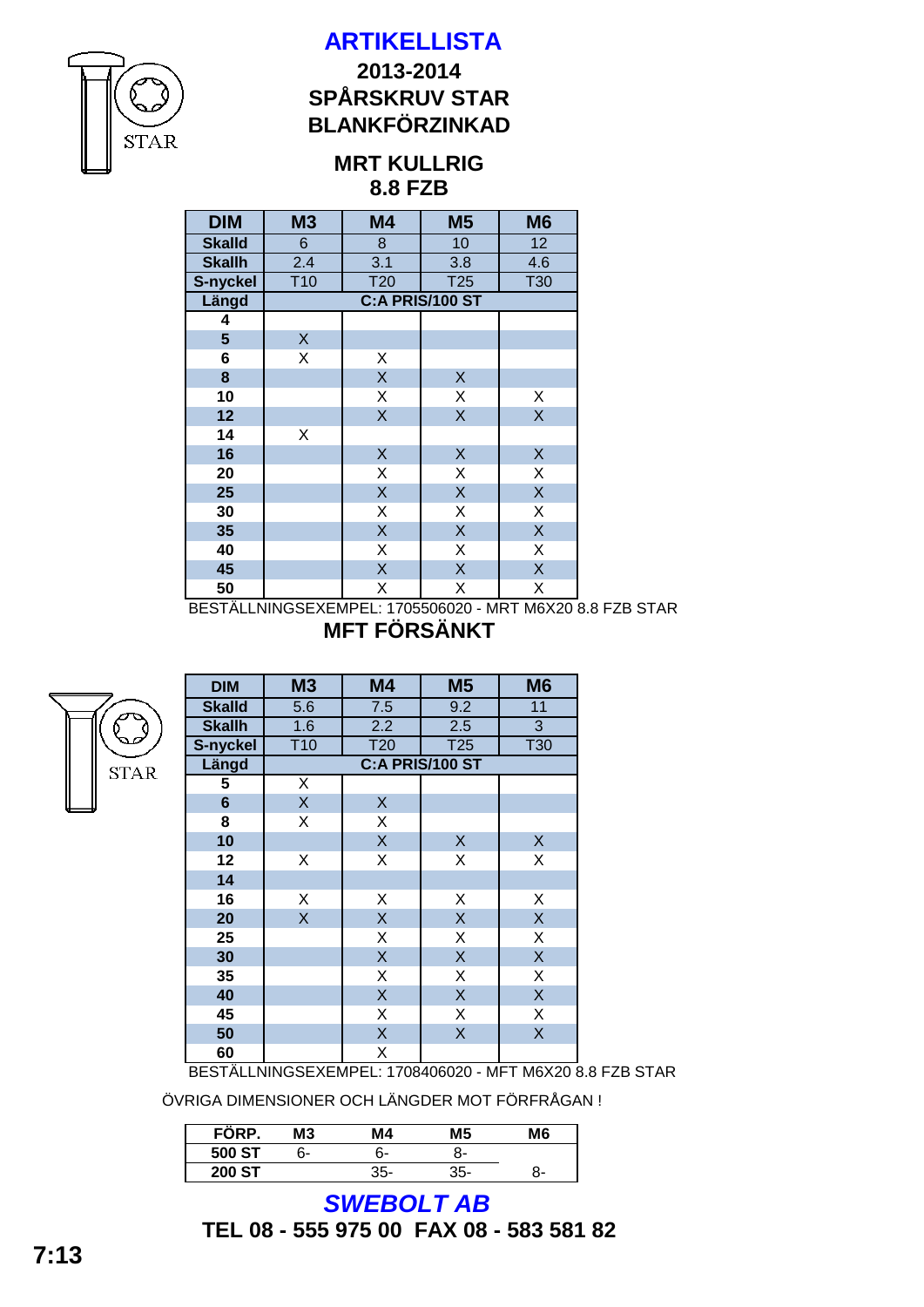# ARTIKELLISTA

## 2013-2014
## SPÅRSKRUV STAR
## BLANKFÖRZINKAD

### MRT KULLRIG
### 8.8 FZB

| DIM | M3 | M4 | M5 | M6 |
|---|---|---|---|---|
| Skalld | 6 | 8 | 10 | 12 |
| Skallh | 2.4 | 3.1 | 3.8 | 4.6 |
| S-nyckel | T10 | T20 | T25 | T30 |
| Längd | C:A PRIS/100 ST | | | |
| 4 | | | | |
| 5 | X | | | |
| 6 | X | X | | |
| 8 | | X | X | |
| 10 | | X | X | X |
| 12 | | X | X | X |
| 14 | X | | | |
| 16 | | X | X | X |
| 20 | | X | X | X |
| 25 | | X | X | X |
| 30 | | X | X | X |
| 35 | | X | X | X |
| 40 | | X | X | X |
| 45 | | X | X | X |
| 50 | | X | X | X |

BESTÄLLNINGSEXEMPEL: 1705506020 - MRT M6X20 8.8 FZB STAR

### MFT FÖRSÄNKT

| DIM | M3 | M4 | M5 | M6 |
|---|---|---|---|---|
| Skalld | 5.6 | 7.5 | 9.2 | 11 |
| Skallh | 1.6 | 2.2 | 2.5 | 3 |
| S-nyckel | T10 | T20 | T25 | T30 |
| Längd | C:A PRIS/100 ST | | | |
| 5 | X | | | |
| 6 | X | X | | |
| 8 | X | X | | |
| 10 | | X | X | X |
| 12 | X | X | X | X |
| 14 | | | | |
| 16 | X | X | X | X |
| 20 | X | X | X | X |
| 25 | | X | X | X |
| 30 | | X | X | X |
| 35 | | X | X | X |
| 40 | | X | X | X |
| 45 | | X | X | X |
| 50 | | X | X | X |
| 60 | | X | | |

BESTÄLLNINGSEXEMPEL: 1708406020 - MFT M6X20 8.8 FZB STAR

ÖVRIGA DIMENSIONER OCH LÄNGDER MOT FÖRFRÅGAN !

| FÖRP. | M3 | M4 | M5 | M6 |
|---|---|---|---|---|
| 500 ST | 6- | 6- | 8- | |
| 200 ST | | 35- | 35- | 8- |

***SWEBOLT AB***

**TEL 08 - 555 975 00 FAX 08 - 583 581 82**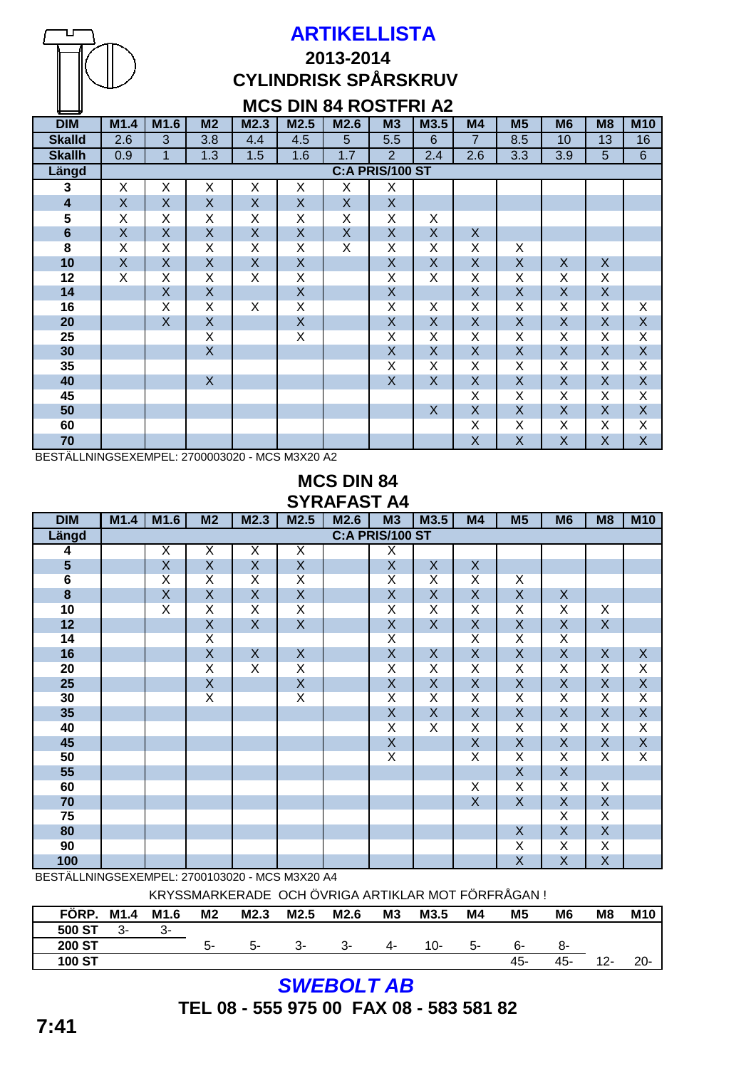# ARTIKELLISTA

## 2013-2014

## CYLINDRISK SPÅRSKRUV

### MCS DIN 84 ROSTFRI A2

| DIM | M1.4 | M1.6 | M2 | M2.3 | M2.5 | M2.6 | M3 | M3.5 | M4 | M5 | M6 | M8 | M10 |
|---|---|---|---|---|---|---|---|---|---|---|---|---|---|
| Skalld | 2.6 | 3 | 3.8 | 4.4 | 4.5 | 5 | 5.5 | 6 | 7 | 8.5 | 10 | 13 | 16 |
| Skallh | 0.9 | 1 | 1.3 | 1.5 | 1.6 | 1.7 | 2 | 2.4 | 2.6 | 3.3 | 3.9 | 5 | 6 |
| Längd | C:A PRIS/100 ST | | | | | | | | | | | | |
| 3 | X | X | X | X | X | X | X | | | | | | |
| 4 | X | X | X | X | X | X | X | | | | | | |
| 5 | X | X | X | X | X | X | X | X | | | | | |
| 6 | X | X | X | X | X | X | X | X | X | | | | |
| 8 | X | X | X | X | X | X | X | X | X | X | | | |
| 10 | X | X | X | X | X | | X | X | X | X | X | X | |
| 12 | X | X | X | X | X | | X | X | X | X | X | X | |
| 14 | | X | X | | X | | X | | X | X | X | X | |
| 16 | | X | X | X | X | | X | X | X | X | X | X | X |
| 20 | | X | X | | X | | X | X | X | X | X | X | X |
| 25 | | | X | | X | | X | X | X | X | X | X | X |
| 30 | | | X | | | | X | X | X | X | X | X | X |
| 35 | | | | | | | X | X | X | X | X | X | X |
| 40 | | | X | | | | X | X | X | X | X | X | X |
| 45 | | | | | | | | | X | X | X | X | X |
| 50 | | | | | | | | X | X | X | X | X | X |
| 60 | | | | | | | | | X | X | X | X | X |
| 70 | | | | | | | | | X | X | X | X | X |

BESTÄLLNINGSEXEMPEL: 2700003020 - MCS M3X20 A2

### MCS DIN 84 SYRAFAST A4

| DIM | M1.4 | M1.6 | M2 | M2.3 | M2.5 | M2.6 | M3 | M3.5 | M4 | M5 | M6 | M8 | M10 |
|---|---|---|---|---|---|---|---|---|---|---|---|---|---|
| Längd | C:A PRIS/100 ST | | | | | | | | | | | | |
| 4 | | X | X | X | X | | X | | | | | | |
| 5 | | X | X | X | X | | X | X | X | | | | |
| 6 | | X | X | X | X | | X | X | X | X | | | |
| 8 | | X | X | X | X | | X | X | X | X | X | | |
| 10 | | X | X | X | X | | X | X | X | X | X | X | |
| 12 | | | X | X | X | | X | X | X | X | X | X | |
| 14 | | | X | | | | X | | X | X | X | | |
| 16 | | | X | X | X | | X | X | X | X | X | X | X |
| 20 | | | X | X | X | | X | X | X | X | X | X | X |
| 25 | | | X | | X | | X | X | X | X | X | X | X |
| 30 | | | X | | X | | X | X | X | X | X | X | X |
| 35 | | | | | | | X | X | X | X | X | X | X |
| 40 | | | | | | | X | X | X | X | X | X | X |
| 45 | | | | | | | X | | X | X | X | X | X |
| 50 | | | | | | | X | | X | X | X | X | X |
| 55 | | | | | | | | | | X | X | | |
| 60 | | | | | | | | | X | X | X | X | |
| 70 | | | | | | | | | X | X | X | X | |
| 75 | | | | | | | | | | | X | X | |
| 80 | | | | | | | | | | X | X | X | |
| 90 | | | | | | | | | | X | X | X | |
| 100 | | | | | | | | | | X | X | X | |

BESTÄLLNINGSEXEMPEL: 2700103020 - MCS M3X20 A4

KRYSSMARKERADE OCH ÖVRIGA ARTIKLAR MOT FÖRFRÅGAN !

| FÖRP. | M1.4 | M1.6 | M2 | M2.3 | M2.5 | M2.6 | M3 | M3.5 | M4 | M5 | M6 | M8 | M10 |
|---|---|---|---|---|---|---|---|---|---|---|---|---|---|
| 500 ST | 3- | 3- | | | | | | | | | | | |
| 200 ST | | | 5- | 5- | 3- | 3- | 4- | 10- | 5- | 6- | 8- | | |
| 100 ST | | | | | | | | | | 45- | 45- | 12- | 20- |

***SWEBOLT AB***

**TEL 08 - 555 975 00 FAX 08 - 583 581 82**

**7:41**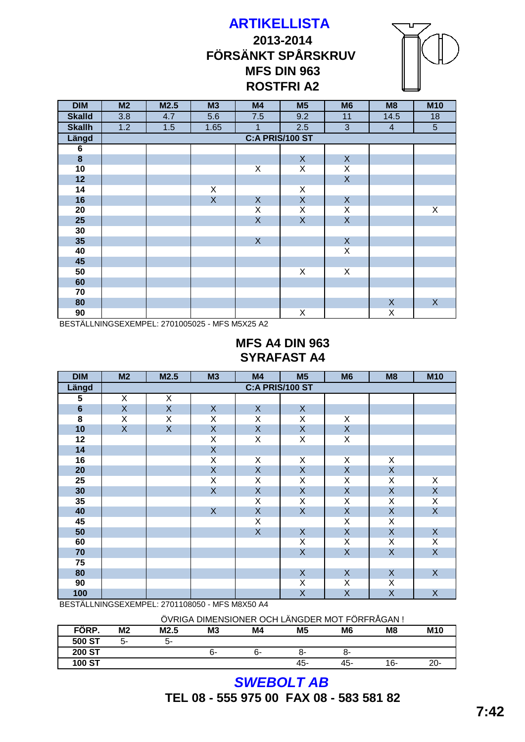# ARTIKELLISTA

## 2013-2014
## FÖRSÄNKT SPÅRSKRUV
## MFS DIN 963
## ROSTFRI A2

| DIM | M2 | M2.5 | M3 | M4 | M5 | M6 | M8 | M10 |
|---|---|---|---|---|---|---|---|---|
| Skalld | 3.8 | 4.7 | 5.6 | 7.5 | 9.2 | 11 | 14.5 | 18 |
| Skallh | 1.2 | 1.5 | 1.65 | 1 | 2.5 | 3 | 4 | 5 |
| Längd | C:A PRIS/100 ST | | | | | | | |
| 6 | | | | | | | | |
| 8 | | | | | X | X | | |
| 10 | | | | X | X | X | | |
| 12 | | | | | | X | | |
| 14 | | | X | | X | | | |
| 16 | | | X | X | X | X | | |
| 20 | | | | X | X | X | | X |
| 25 | | | | X | X | X | | |
| 30 | | | | | | | | |
| 35 | | | | X | | X | | |
| 40 | | | | | | X | | |
| 45 | | | | | | | | |
| 50 | | | | | X | X | | |
| 60 | | | | | | | | |
| 70 | | | | | | | | |
| 80 | | | | | | | X | X |
| 90 | | | | | X | | X | |

BESTÄLLNINGSEXEMPEL: 2701005025 - MFS M5X25 A2

## MFS A4 DIN 963
## SYRAFAST A4

| DIM | M2 | M2.5 | M3 | M4 | M5 | M6 | M8 | M10 |
|---|---|---|---|---|---|---|---|---|
| Längd | C:A PRIS/100 ST | | | | | | | |
| 5 | X | X | | | | | | |
| 6 | X | X | X | X | X | | | |
| 8 | X | X | X | X | X | X | | |
| 10 | X | X | X | X | X | X | | |
| 12 | | | X | X | X | X | | |
| 14 | | | X | | | | | |
| 16 | | | X | X | X | X | X | |
| 20 | | | X | X | X | X | X | |
| 25 | | | X | X | X | X | X | X |
| 30 | | | X | X | X | X | X | X |
| 35 | | | | X | X | X | X | X |
| 40 | | | X | X | X | X | X | X |
| 45 | | | | X | | X | X | |
| 50 | | | | X | X | X | X | X |
| 60 | | | | | X | X | X | X |
| 70 | | | | | X | X | X | X |
| 75 | | | | | | | | |
| 80 | | | | | X | X | X | X |
| 90 | | | | | X | X | X | |
| 100 | | | | | X | X | X | X |

BESTÄLLNINGSEXEMPEL: 2701108050 - MFS M8X50 A4

ÖVRIGA DIMENSIONER OCH LÄNGDER MOT FÖRFRÅGAN !

| FÖRP. | M2 | M2.5 | M3 | M4 | M5 | M6 | M8 | M10 |
|---|---|---|---|---|---|---|---|---|
| 500 ST | 5- | 5- | | | | | | |
| 200 ST | | | 6- | 6- | 8- | 8- | | |
| 100 ST | | | | | 45- | 45- | 16- | 20- |

***SWEBOLT AB***

**TEL 08 - 555 975 00 FAX 08 - 583 581 82**

**7:42**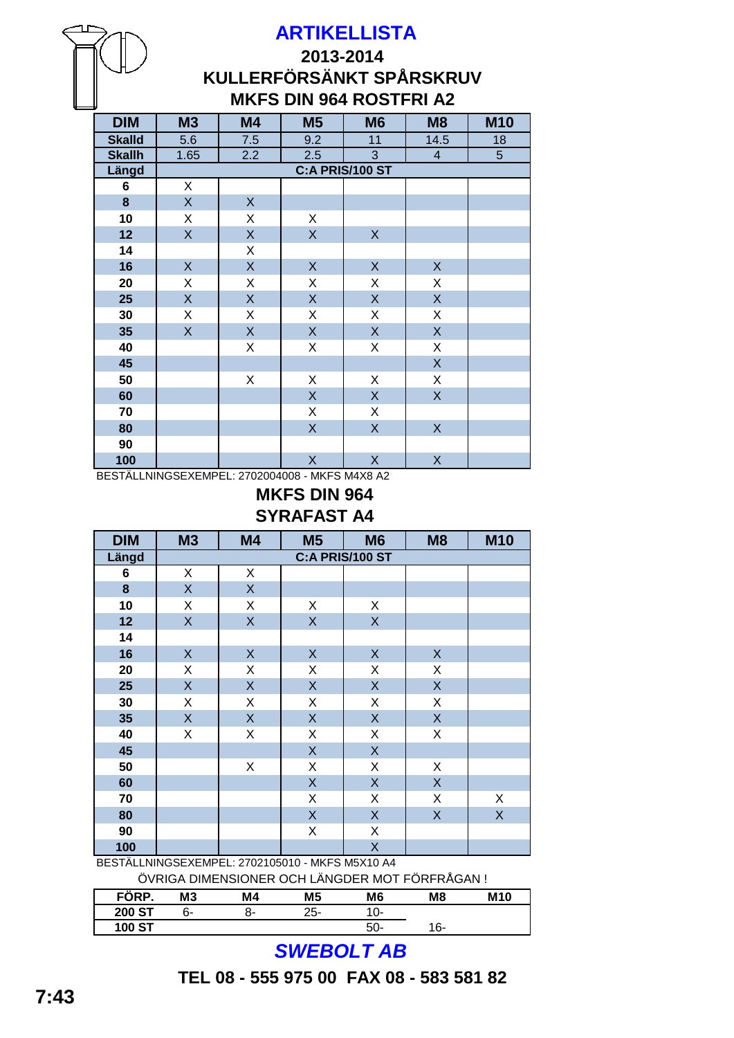# ARTIKELLISTA

## 2013-2014

## KULLERFÖRSÄNKT SPÅRSKRUV

## MKFS DIN 964 ROSTFRI A2

| DIM | M3 | M4 | M5 | M6 | M8 | M10 |
|---|---|---|---|---|---|---|
| Skalld | 5.6 | 7.5 | 9.2 | 11 | 14.5 | 18 |
| Skallh | 1.65 | 2.2 | 2.5 | 3 | 4 | 5 |
| Längd | C:A PRIS/100 ST | | | | | |
| 6 | X | | | | | |
| 8 | X | X | | | | |
| 10 | X | X | X | | | |
| 12 | X | X | X | X | | |
| 14 | | X | | | | |
| 16 | X | X | X | X | X | |
| 20 | X | X | X | X | X | |
| 25 | X | X | X | X | X | |
| 30 | X | X | X | X | X | |
| 35 | X | X | X | X | X | |
| 40 | | X | X | X | X | |
| 45 | | | | | X | |
| 50 | | X | X | X | X | |
| 60 | | | X | X | X | |
| 70 | | | X | X | | |
| 80 | | | X | X | X | |
| 90 | | | | | | |
| 100 | | | X | X | X | |

BESTÄLLNINGSEXEMPEL: 2702004008 - MKFS M4X8 A2

## MKFS DIN 964

## SYRAFAST A4

| DIM | M3 | M4 | M5 | M6 | M8 | M10 |
|---|---|---|---|---|---|---|
| Längd | C:A PRIS/100 ST | | | | | |
| 6 | X | X | | | | |
| 8 | X | X | | | | |
| 10 | X | X | X | X | | |
| 12 | X | X | X | X | | |
| 14 | | | | | | |
| 16 | X | X | X | X | X | |
| 20 | X | X | X | X | X | |
| 25 | X | X | X | X | X | |
| 30 | X | X | X | X | X | |
| 35 | X | X | X | X | X | |
| 40 | X | X | X | X | X | |
| 45 | | | X | X | | |
| 50 | | X | X | X | X | |
| 60 | | | X | X | X | |
| 70 | | | X | X | X | X |
| 80 | | | X | X | X | X |
| 90 | | | X | X | | |
| 100 | | | | X | | |

BESTÄLLNINGSEXEMPEL: 2702105010 - MKFS M5X10 A4

ÖVRIGA DIMENSIONER OCH LÄNGDER MOT FÖRFRÅGAN !

| FÖRP. | M3 | M4 | M5 | M6 | M8 | M10 |
|---|---|---|---|---|---|---|
| 200 ST | 6- | 8- | 25- | 10- | | |
| 100 ST | | | | 50- | 16- | |

***SWEBOLT AB***

**TEL 08 - 555 975 00 FAX 08 - 583 581 82**

**7:43**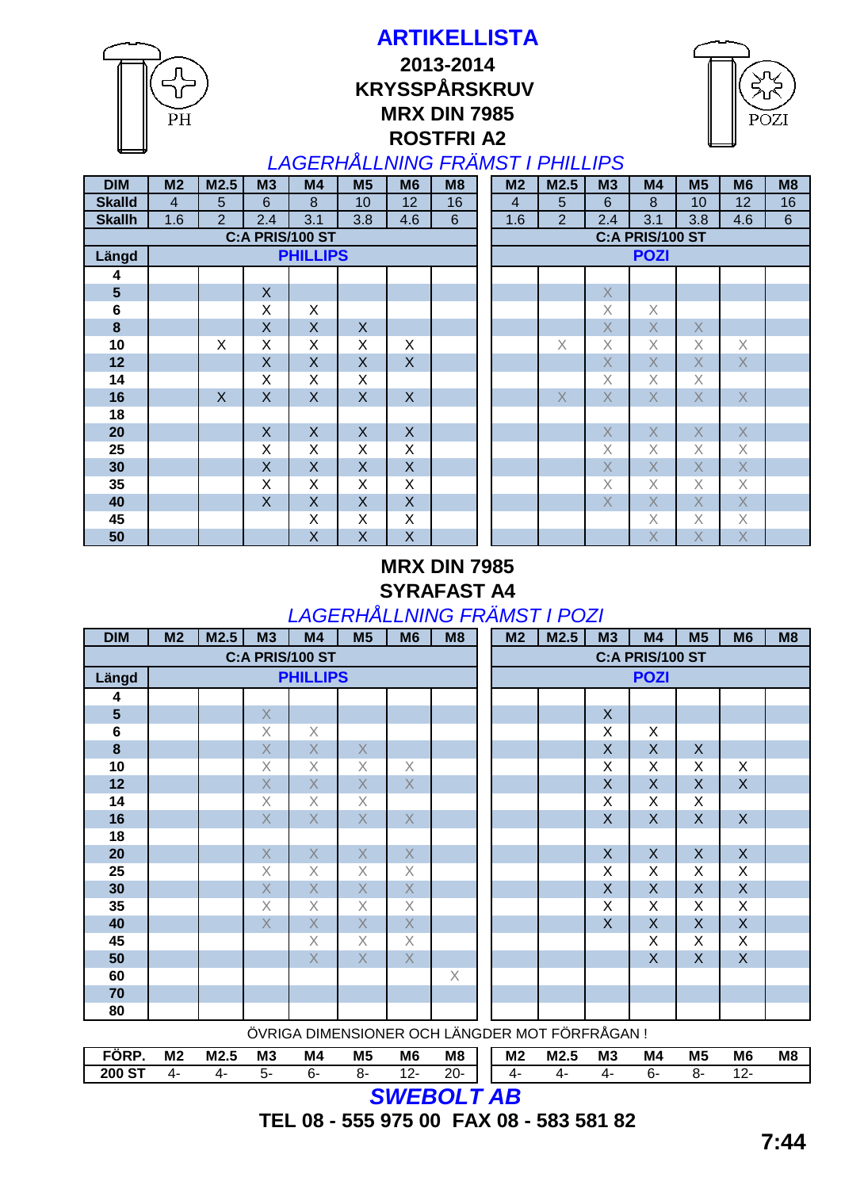# ARTIKELLISTA

## 2013-2014

## KRYSSPÅRSKRUV

## MRX DIN 7985

## ROSTFRI A2

*LAGERHÅLLNING FRÄMST I PHILLIPS*

| DIM | M2 | M2.5 | M3 | M4 | M5 | M6 | M8 | M2 | M2.5 | M3 | M4 | M5 | M6 | M8 |
|---|---|---|---|---|---|---|---|---|---|---|---|---|---|---|
| Skalld | 4 | 5 | 6 | 8 | 10 | 12 | 16 | 4 | 5 | 6 | 8 | 10 | 12 | 16 |
| Skallh | 1.6 | 2 | 2.4 | 3.1 | 3.8 | 4.6 | 6 | 1.6 | 2 | 2.4 | 3.1 | 3.8 | 4.6 | 6 |
| | C:A PRIS/100 ST | | | | | | | C:A PRIS/100 ST | | | | | | |
| Längd | PHILLIPS | | | | | | | POZI | | | | | | |
| 4 | | | | | | | | | | | | | | |
| 5 | | | X | | | | | | | X | | | | |
| 6 | | | X | X | | | | | | X | X | | | |
| 8 | | | X | X | X | | | | | X | X | X | | |
| 10 | | X | X | X | X | X | | | X | X | X | X | X | |
| 12 | | | X | X | X | X | | | | X | X | X | X | |
| 14 | | | X | X | X | | | | | X | X | X | | |
| 16 | | X | X | X | X | X | | | X | X | X | X | X | |
| 18 | | | | | | | | | | | | | | |
| 20 | | | X | X | X | X | | | | X | X | X | X | |
| 25 | | | X | X | X | X | | | | X | X | X | X | |
| 30 | | | X | X | X | X | | | | X | X | X | X | |
| 35 | | | X | X | X | X | | | | X | X | X | X | |
| 40 | | | X | X | X | X | | | | X | X | X | X | |
| 45 | | | | X | X | X | | | | | X | X | X | |
| 50 | | | | X | X | X | | | | | X | X | X | |

## MRX DIN 7985

## SYRAFAST A4

*LAGERHÅLLNING FRÄMST I POZI*

| DIM | M2 | M2.5 | M3 | M4 | M5 | M6 | M8 | M2 | M2.5 | M3 | M4 | M5 | M6 | M8 |
|---|---|---|---|---|---|---|---|---|---|---|---|---|---|---|
| | C:A PRIS/100 ST | | | | | | | C:A PRIS/100 ST | | | | | | |
| Längd | PHILLIPS | | | | | | | POZI | | | | | | |
| 4 | | | | | | | | | | | | | | |
| 5 | | | X | | | | | | | X | | | | |
| 6 | | | X | X | | | | | | X | X | | | |
| 8 | | | X | X | X | | | | | X | X | X | | |
| 10 | | | X | X | X | X | | | | X | X | X | X | |
| 12 | | | X | X | X | X | | | | X | X | X | X | |
| 14 | | | X | X | X | | | | | X | X | X | | |
| 16 | | | X | X | X | X | | | | X | X | X | X | |
| 18 | | | | | | | | | | | | | | |
| 20 | | | X | X | X | X | | | | X | X | X | X | |
| 25 | | | X | X | X | X | | | | X | X | X | X | |
| 30 | | | X | X | X | X | | | | X | X | X | X | |
| 35 | | | X | X | X | X | | | | X | X | X | X | |
| 40 | | | X | X | X | X | | | | X | X | X | X | |
| 45 | | | | X | X | X | | | | | X | X | X | |
| 50 | | | | X | X | X | | | | | X | X | X | |
| 60 | | | | | | | X | | | | | | | |
| 70 | | | | | | | | | | | | | | |
| 80 | | | | | | | | | | | | | | |

ÖVRIGA DIMENSIONER OCH LÄNGDER MOT FÖRFRÅGAN !

| FÖRP. | M2 | M2.5 | M3 | M4 | M5 | M6 | M8 | M2 | M2.5 | M3 | M4 | M5 | M6 | M8 |
|---|---|---|---|---|---|---|---|---|---|---|---|---|---|---|
| 200 ST | 4- | 4- | 5- | 6- | 8- | 12- | 20- | 4- | 4- | 4- | 6- | 8- | 12- | |

**SWEBOLT AB**

**TEL 08 - 555 975 00 FAX 08 - 583 581 82**

**7:44**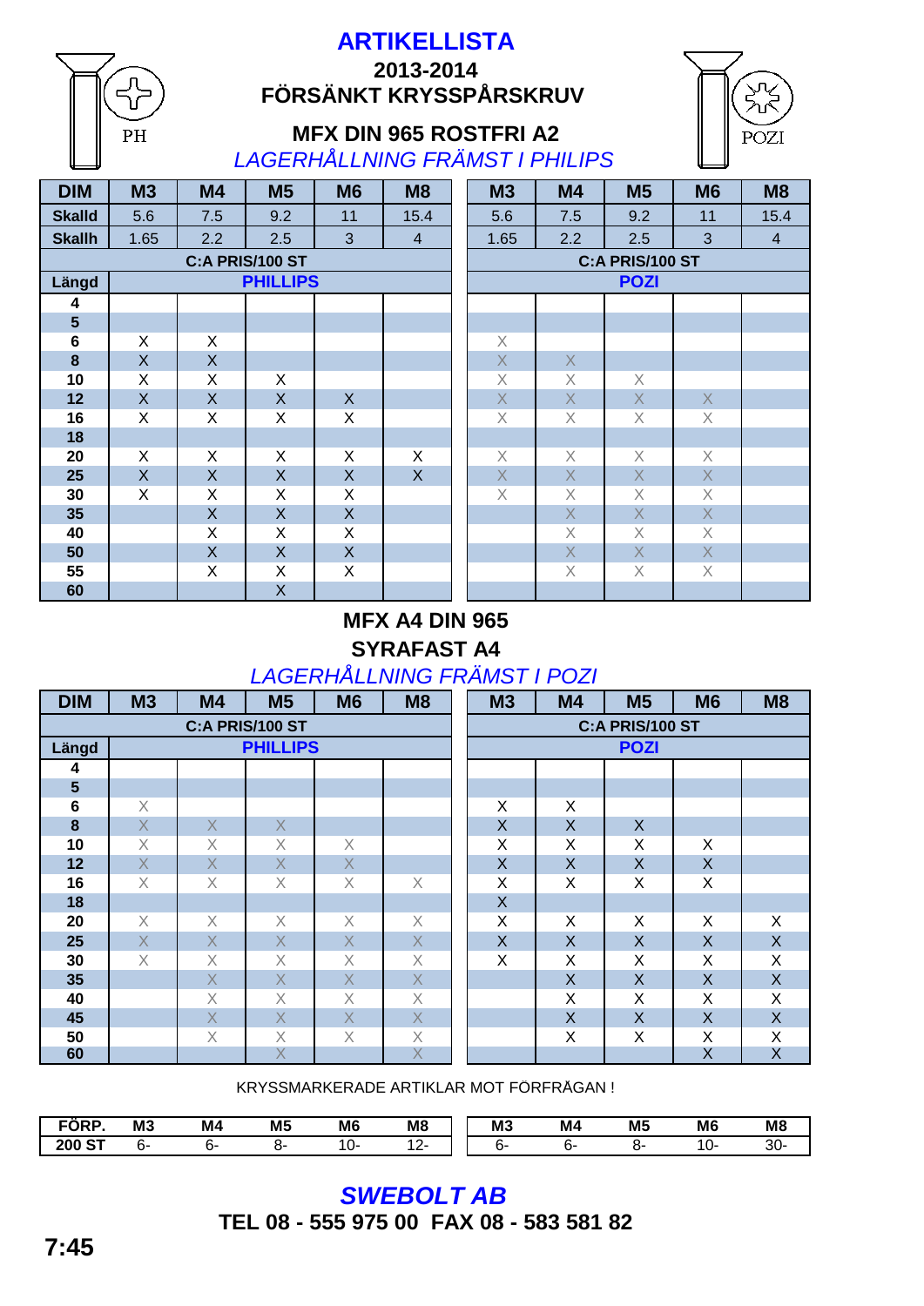# ARTIKELLISTA

## 2013-2014

## FÖRSÄNKT KRYSSPÅRSKRUV

### MFX DIN 965 ROSTFRI A2

*LAGERHÅLLNING FRÄMST I PHILIPS*

| DIM | M3 | M4 | M5 | M6 | M8 | M3 | M4 | M5 | M6 | M8 |
|---|---|---|---|---|---|---|---|---|---|---|
| Skalld | 5.6 | 7.5 | 9.2 | 11 | 15.4 | 5.6 | 7.5 | 9.2 | 11 | 15.4 |
| Skallh | 1.65 | 2.2 | 2.5 | 3 | 4 | 1.65 | 2.2 | 2.5 | 3 | 4 |
| | C:A PRIS/100 ST | | | | | C:A PRIS/100 ST | | | | |
| Längd | PHILLIPS | | | | | POZI | | | | |
| 4 | | | | | | | | | | |
| 5 | | | | | | | | | | |
| 6 | X | X | | | | X | | | | |
| 8 | X | X | | | | X | X | | | |
| 10 | X | X | X | | | X | X | X | | |
| 12 | X | X | X | X | | X | X | X | X | |
| 16 | X | X | X | X | | X | X | X | X | |
| 18 | | | | | | | | | | |
| 20 | X | X | X | X | X | X | X | X | X | |
| 25 | X | X | X | X | X | X | X | X | X | |
| 30 | X | X | X | X | | X | X | X | X | |
| 35 | | X | X | X | | | X | X | X | |
| 40 | | X | X | X | | | X | X | X | |
| 50 | | X | X | X | | | X | X | X | |
| 55 | | X | X | X | | | X | X | X | |
| 60 | | | X | | | | | | | |

### MFX A4 DIN 965

### SYRAFAST A4

*LAGERHÅLLNING FRÄMST I POZI*

| DIM | M3 | M4 | M5 | M6 | M8 | M3 | M4 | M5 | M6 | M8 |
|---|---|---|---|---|---|---|---|---|---|---|
| | C:A PRIS/100 ST | | | | | C:A PRIS/100 ST | | | | |
| Längd | PHILLIPS | | | | | POZI | | | | |
| 4 | | | | | | | | | | |
| 5 | | | | | | | | | | |
| 6 | X | | | | | X | X | | | |
| 8 | X | X | X | | | X | X | X | | |
| 10 | X | X | X | X | | X | X | X | X | |
| 12 | X | X | X | X | | X | X | X | X | |
| 16 | X | X | X | X | X | X | X | X | X | |
| 18 | | | | | | X | | | | |
| 20 | X | X | X | X | X | X | X | X | X | X |
| 25 | X | X | X | X | X | X | X | X | X | X |
| 30 | X | X | X | X | X | X | X | X | X | X |
| 35 | | X | X | X | X | | X | X | X | X |
| 40 | | X | X | X | X | | X | X | X | X |
| 45 | | X | X | X | X | | X | X | X | X |
| 50 | | X | X | X | X | | X | X | X | X |
| 60 | | | X | | X | | | | X | X |

KRYSSMARKERADE ARTIKLAR MOT FÖRFRÅGAN !

| FÖRP. | M3 | M4 | M5 | M6 | M8 | M3 | M4 | M5 | M6 | M8 |
|---|---|---|---|---|---|---|---|---|---|---|
| 200 ST | 6- | 6- | 8- | 10- | 12- | 6- | 6- | 8- | 10- | 30- |

## *SWEBOLT AB*

**TEL 08 - 555 975 00 FAX 08 - 583 581 82**

**7:45**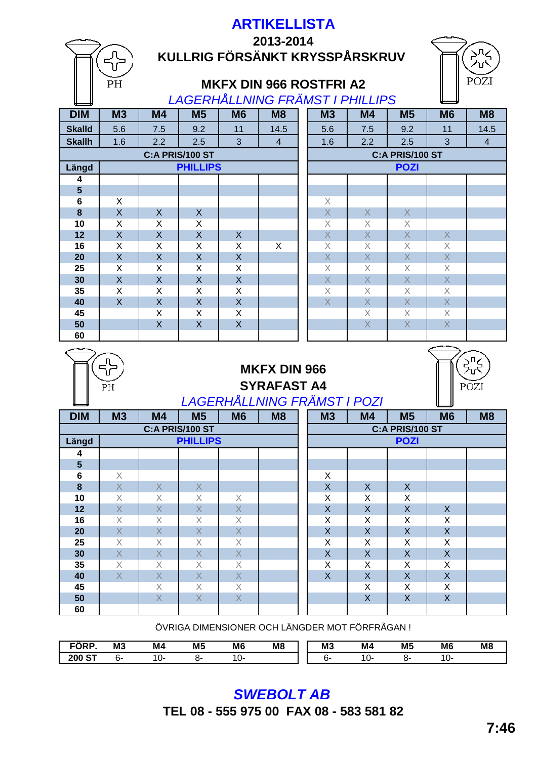# ARTIKELLISTA

## 2013-2014

## KULLRIG FÖRSÄNKT KRYSSPÅRSKRUV

PH POZI

### MKFX DIN 966 ROSTFRI A2

*LAGERHÅLLNING FRÄMST I PHILLIPS*

| DIM | M3 | M4 | M5 | M6 | M8 | M3 | M4 | M5 | M6 | M8 |
|---|---|---|---|---|---|---|---|---|---|---|
| Skalld | 5.6 | 7.5 | 9.2 | 11 | 14.5 | 5.6 | 7.5 | 9.2 | 11 | 14.5 |
| Skallh | 1.6 | 2.2 | 2.5 | 3 | 4 | 1.6 | 2.2 | 2.5 | 3 | 4 |
| | C:A PRIS/100 ST | | | | | C:A PRIS/100 ST | | | | |
| Längd | PHILLIPS | | | | | POZI | | | | |
| 4 | | | | | | | | | | |
| 5 | | | | | | | | | | |
| 6 | X | | | | | X | | | | |
| 8 | X | X | X | | | X | X | X | | |
| 10 | X | X | X | | | X | X | X | | |
| 12 | X | X | X | X | | X | X | X | X | |
| 16 | X | X | X | X | X | X | X | X | X | |
| 20 | X | X | X | X | | X | X | X | X | |
| 25 | X | X | X | X | | X | X | X | X | |
| 30 | X | X | X | X | | X | X | X | X | |
| 35 | X | X | X | X | | X | X | X | X | |
| 40 | X | X | X | X | | X | X | X | X | |
| 45 | | X | X | X | | | X | X | X | |
| 50 | | X | X | X | | | X | X | X | |
| 60 | | | | | | | | | | |

PH POZI

### MKFX DIN 966
### SYRAFAST A4

*LAGERHÅLLNING FRÄMST I POZI*

| DIM | M3 | M4 | M5 | M6 | M8 | M3 | M4 | M5 | M6 | M8 |
|---|---|---|---|---|---|---|---|---|---|---|
| | C:A PRIS/100 ST | | | | | C:A PRIS/100 ST | | | | |
| Längd | PHILLIPS | | | | | POZI | | | | |
| 4 | | | | | | | | | | |
| 5 | | | | | | | | | | |
| 6 | X | | | | | X | | | | |
| 8 | X | X | X | | | X | X | X | | |
| 10 | X | X | X | X | | X | X | X | | |
| 12 | X | X | X | X | | X | X | X | X | |
| 16 | X | X | X | X | | X | X | X | X | |
| 20 | X | X | X | X | | X | X | X | X | |
| 25 | X | X | X | X | | X | X | X | X | |
| 30 | X | X | X | X | | X | X | X | X | |
| 35 | X | X | X | X | | X | X | X | X | |
| 40 | X | X | X | X | | X | X | X | X | |
| 45 | | X | X | X | | | X | X | X | |
| 50 | | X | X | X | | | X | X | X | |
| 60 | | | | | | | | | | |

ÖVRIGA DIMENSIONER OCH LÄNGDER MOT FÖRFRÅGAN !

| FÖRP. | M3 | M4 | M5 | M6 | M8 | M3 | M4 | M5 | M6 | M8 |
|---|---|---|---|---|---|---|---|---|---|---|
| 200 ST | 6- | 10- | 8- | 10- | | 6- | 10- | 8- | 10- | |

**SWEBOLT AB**

**TEL 08 - 555 975 00 FAX 08 - 583 581 82**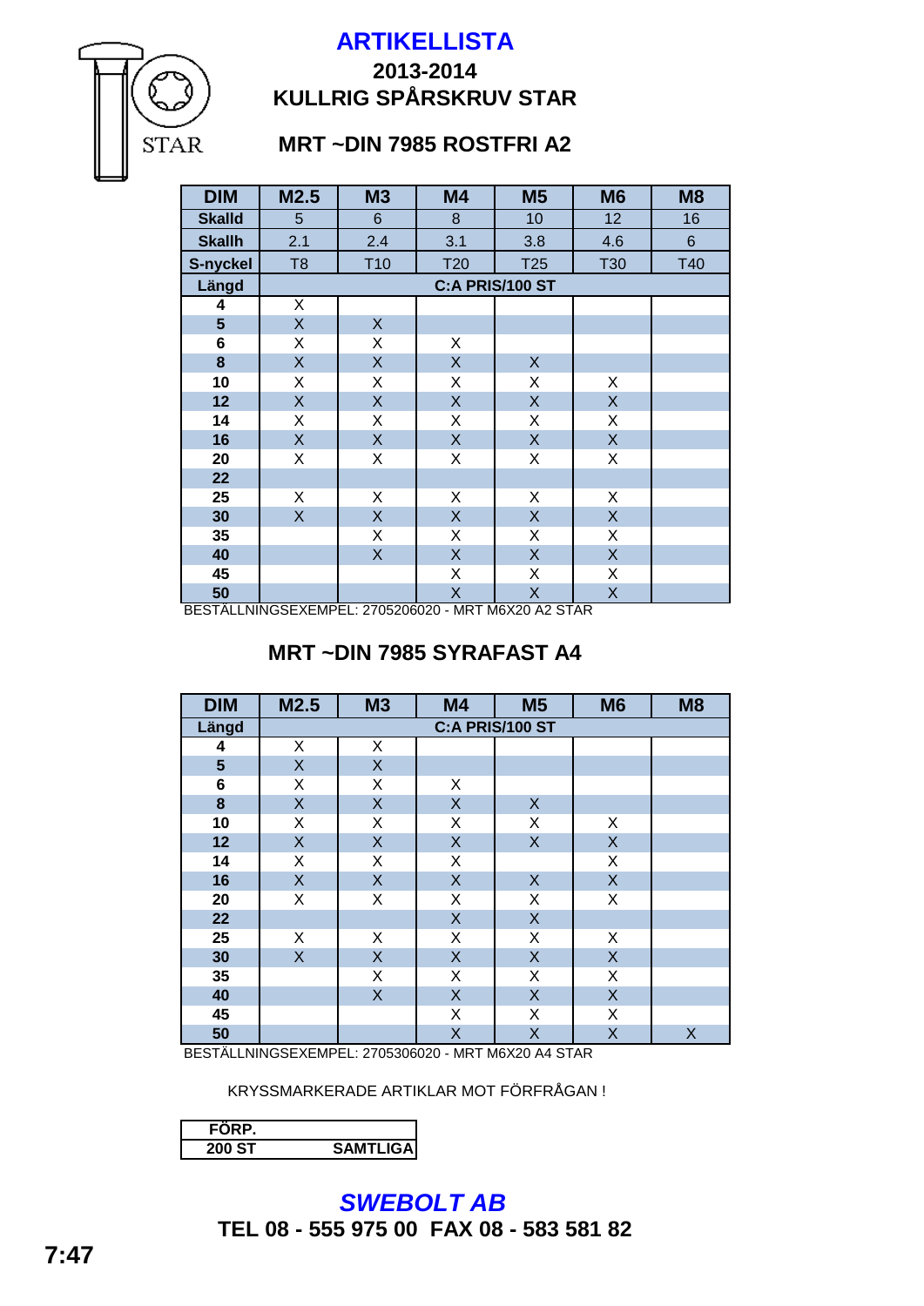# ARTIKELLISTA

## 2013-2014
## KULLRIG SPÅRSKRUV STAR

STAR

### MRT ~DIN 7985 ROSTFRI A2

| DIM | M2.5 | M3 | M4 | M5 | M6 | M8 |
|---|---|---|---|---|---|---|
| Skalld | 5 | 6 | 8 | 10 | 12 | 16 |
| Skallh | 2.1 | 2.4 | 3.1 | 3.8 | 4.6 | 6 |
| S-nyckel | T8 | T10 | T20 | T25 | T30 | T40 |
| Längd | C:A PRIS/100 ST | | | | | |
| 4 | X | | | | | |
| 5 | X | X | | | | |
| 6 | X | X | X | | | |
| 8 | X | X | X | X | | |
| 10 | X | X | X | X | X | |
| 12 | X | X | X | X | X | |
| 14 | X | X | X | X | X | |
| 16 | X | X | X | X | X | |
| 20 | X | X | X | X | X | |
| 22 | | | | | | |
| 25 | X | X | X | X | X | |
| 30 | X | X | X | X | X | |
| 35 | | X | X | X | X | |
| 40 | | X | X | X | X | |
| 45 | | | X | X | X | |
| 50 | | | X | X | X | |

BESTÄLLNINGSEXEMPEL: 2705206020 - MRT M6X20 A2 STAR

### MRT ~DIN 7985 SYRAFAST A4

| DIM | M2.5 | M3 | M4 | M5 | M6 | M8 |
|---|---|---|---|---|---|---|
| Längd | C:A PRIS/100 ST | | | | | |
| 4 | X | X | | | | |
| 5 | X | X | | | | |
| 6 | X | X | X | | | |
| 8 | X | X | X | X | | |
| 10 | X | X | X | X | X | |
| 12 | X | X | X | X | X | |
| 14 | X | X | X | | X | |
| 16 | X | X | X | X | X | |
| 20 | X | X | X | X | X | |
| 22 | | | X | X | | |
| 25 | X | X | X | X | X | |
| 30 | X | X | X | X | X | |
| 35 | | X | X | X | X | |
| 40 | | X | X | X | X | |
| 45 | | | X | X | X | |
| 50 | | | X | X | X | X |

BESTÄLLNINGSEXEMPEL: 2705306020 - MRT M6X20 A4 STAR

KRYSSMARKERADE ARTIKLAR MOT FÖRFRÅGAN !

| FÖRP. | |
|---|---|
| 200 ST | SAMTLIGA |

***SWEBOLT AB***

**TEL 08 - 555 975 00 FAX 08 - 583 581 82**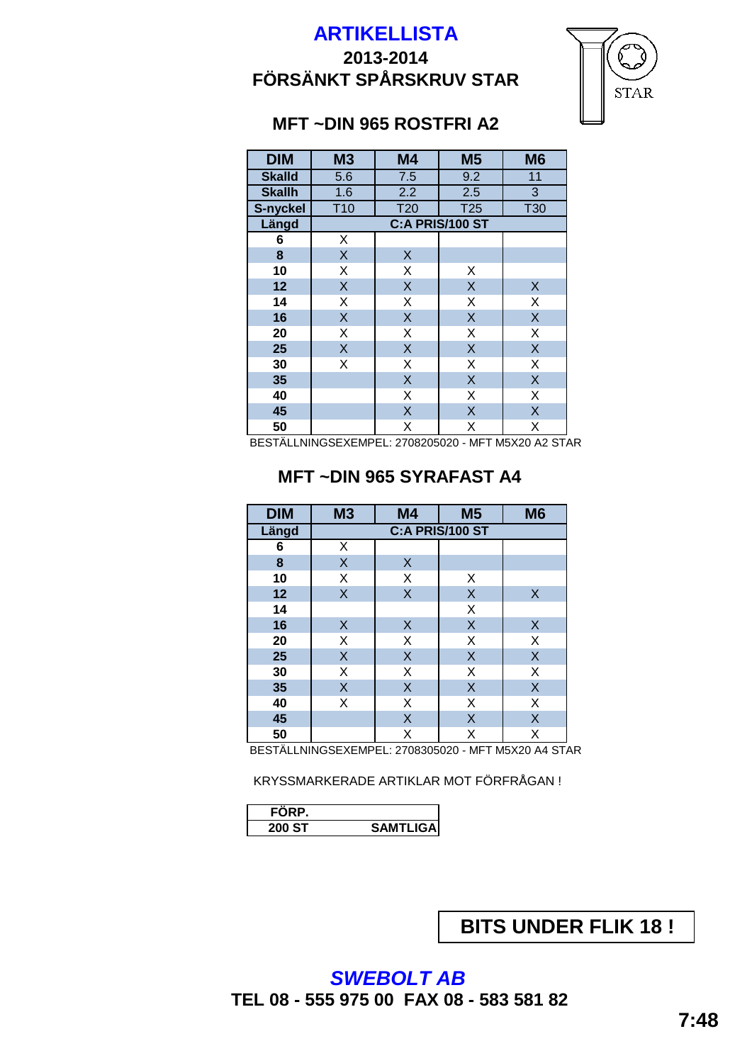# ARTIKELLISTA

## 2013-2014

## FÖRSÄNKT SPÅRSKRUV STAR

STAR

### MFT ~DIN 965 ROSTFRI A2

| DIM | M3 | M4 | M5 | M6 |
|---|---|---|---|---|
| **Skalld** | 5.6 | 7.5 | 9.2 | 11 |
| **Skallh** | 1.6 | 2.2 | 2.5 | 3 |
| **S-nyckel** | T10 | T20 | T25 | T30 |
| **Längd** | **C:A PRIS/100 ST** | | | |
| **6** | X | | | |
| **8** | X | X | | |
| **10** | X | X | X | |
| **12** | X | X | X | X |
| **14** | X | X | X | X |
| **16** | X | X | X | X |
| **20** | X | X | X | X |
| **25** | X | X | X | X |
| **30** | X | X | X | X |
| **35** | | X | X | X |
| **40** | | X | X | X |
| **45** | | X | X | X |
| **50** | | X | X | X |

BESTÄLLNINGSEXEMPEL: 2708205020 - MFT M5X20 A2 STAR

### MFT ~DIN 965 SYRAFAST A4

| DIM | M3 | M4 | M5 | M6 |
|---|---|---|---|---|
| **Längd** | **C:A PRIS/100 ST** | | | |
| **6** | X | | | |
| **8** | X | X | | |
| **10** | X | X | X | |
| **12** | X | X | X | X |
| **14** | | | X | |
| **16** | X | X | X | X |
| **20** | X | X | X | X |
| **25** | X | X | X | X |
| **30** | X | X | X | X |
| **35** | X | X | X | X |
| **40** | X | X | X | X |
| **45** | | X | X | X |
| **50** | | X | X | X |

BESTÄLLNINGSEXEMPEL: 2708305020 - MFT M5X20 A4 STAR

KRYSSMARKERADE ARTIKLAR MOT FÖRFRÅGAN !

| FÖRP. | |
|---|---|
| 200 ST | SAMTLIGA |

**BITS UNDER FLIK 18 !**

***SWEBOLT AB***

**TEL 08 - 555 975 00 FAX 08 - 583 581 82**

**7:48**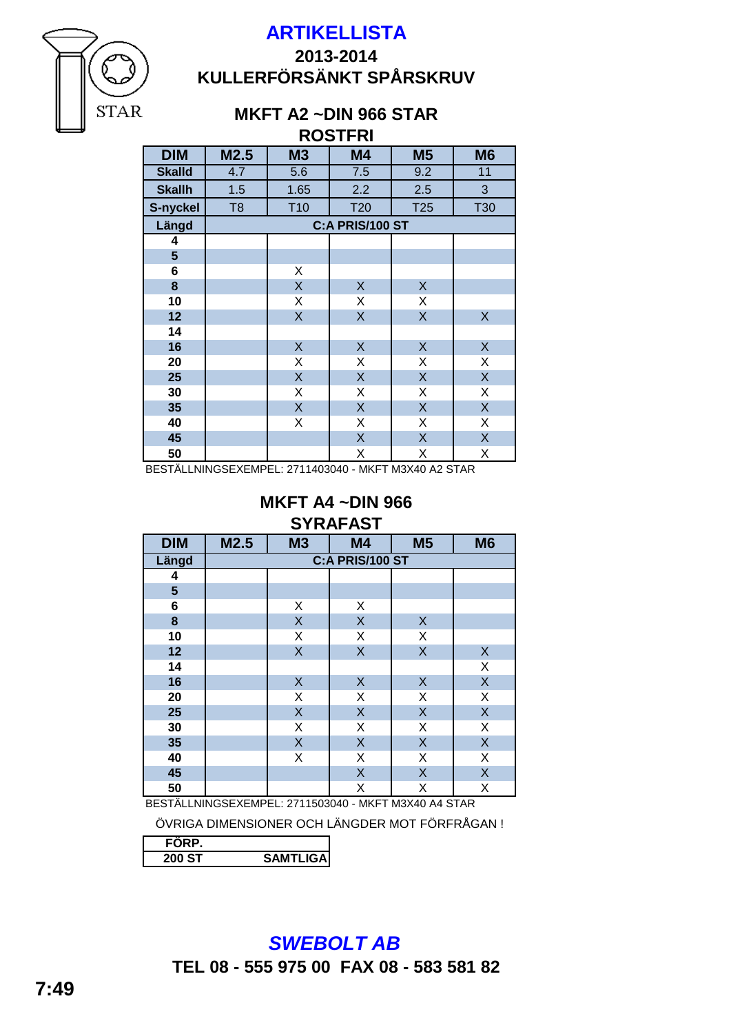STAR

# ARTIKELLISTA

## 2013-2014
## KULLERFÖRSÄNKT SPÅRSKRUV

### MKFT A2 ~DIN 966 STAR
### ROSTFRI

| DIM | M2.5 | M3 | M4 | M5 | M6 |
|---|---|---|---|---|---|
| **Skalld** | 4.7 | 5.6 | 7.5 | 9.2 | 11 |
| **Skallh** | 1.5 | 1.65 | 2.2 | 2.5 | 3 |
| **S-nyckel** | T8 | T10 | T20 | T25 | T30 |
| **Längd** | **C:A PRIS/100 ST** | | | | |
| **4** | | | | | |
| **5** | | | | | |
| **6** | | X | | | |
| **8** | | X | X | X | |
| **10** | | X | X | X | |
| **12** | | X | X | X | X |
| **14** | | | | | |
| **16** | | X | X | X | X |
| **20** | | X | X | X | X |
| **25** | | X | X | X | X |
| **30** | | X | X | X | X |
| **35** | | X | X | X | X |
| **40** | | X | X | X | X |
| **45** | | | X | X | X |
| **50** | | | X | X | X |

BESTÄLLNINGSEXEMPEL: 2711403040 - MKFT M3X40 A2 STAR

### MKFT A4 ~DIN 966
### SYRAFAST

| DIM | M2.5 | M3 | M4 | M5 | M6 |
|---|---|---|---|---|---|
| **Längd** | **C:A PRIS/100 ST** | | | | |
| **4** | | | | | |
| **5** | | | | | |
| **6** | | X | X | | |
| **8** | | X | X | X | |
| **10** | | X | X | X | |
| **12** | | X | X | X | X |
| **14** | | | | | X |
| **16** | | X | X | X | X |
| **20** | | X | X | X | X |
| **25** | | X | X | X | X |
| **30** | | X | X | X | X |
| **35** | | X | X | X | X |
| **40** | | X | X | X | X |
| **45** | | | X | X | X |
| **50** | | | X | X | X |

BESTÄLLNINGSEXEMPEL: 2711503040 - MKFT M3X40 A4 STAR

ÖVRIGA DIMENSIONER OCH LÄNGDER MOT FÖRFRÅGAN !

| FÖRP. | |
|---|---|
| **200 ST** | **SAMTLIGA** |

***SWEBOLT AB***

**TEL 08 - 555 975 00 FAX 08 - 583 581 82**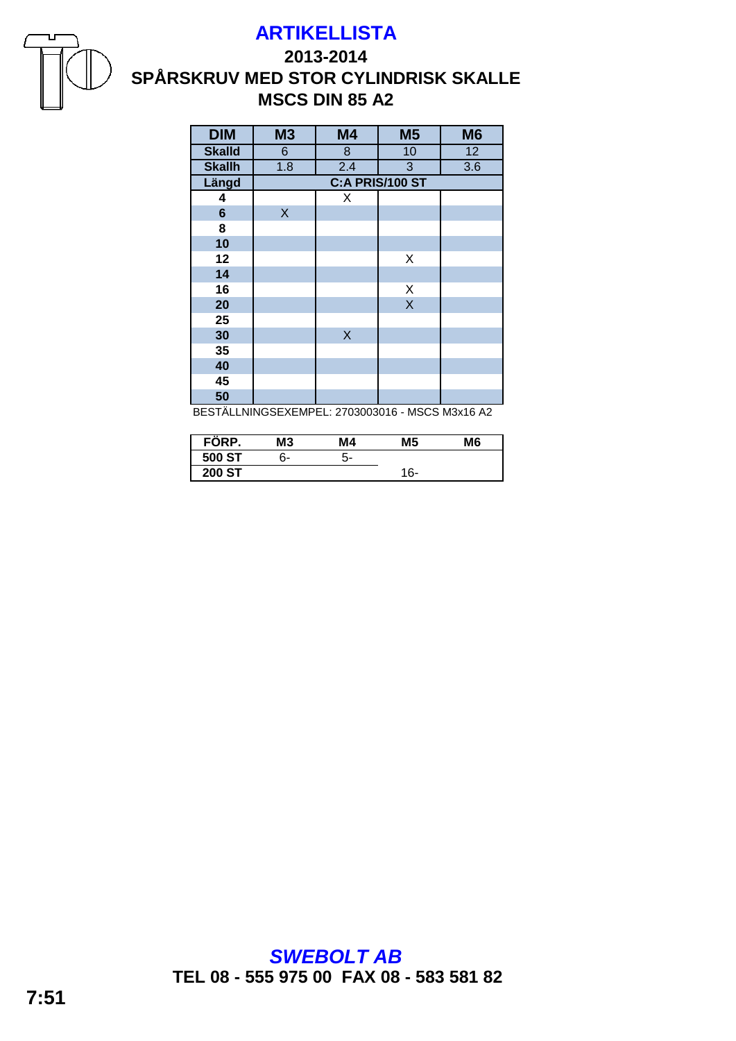# ARTIKELLISTA

## 2013-2014

## SPÅRSKRUV MED STOR CYLINDRISK SKALLE

## MSCS DIN 85 A2

| DIM | M3 | M4 | M5 | M6 |
|---|---|---|---|---|
| Skalld | 6 | 8 | 10 | 12 |
| Skallh | 1.8 | 2.4 | 3 | 3.6 |
| Längd | C:A PRIS/100 ST | | | |
| 4 | | X | | |
| 6 | X | | | |
| 8 | | | | |
| 10 | | | | |
| 12 | | | X | |
| 14 | | | | |
| 16 | | | X | |
| 20 | | | X | |
| 25 | | | | |
| 30 | | X | | |
| 35 | | | | |
| 40 | | | | |
| 45 | | | | |
| 50 | | | | |

BESTÄLLNINGSEXEMPEL: 2703003016 - MSCS M3x16 A2

| FÖRP. | M3 | M4 | M5 | M6 |
|---|---|---|---|---|
| 500 ST | 6- | 5- | | |
| 200 ST | | | 16- | |

***SWEBOLT AB***

**TEL 08 - 555 975 00 FAX 08 - 583 581 82**

**7:51**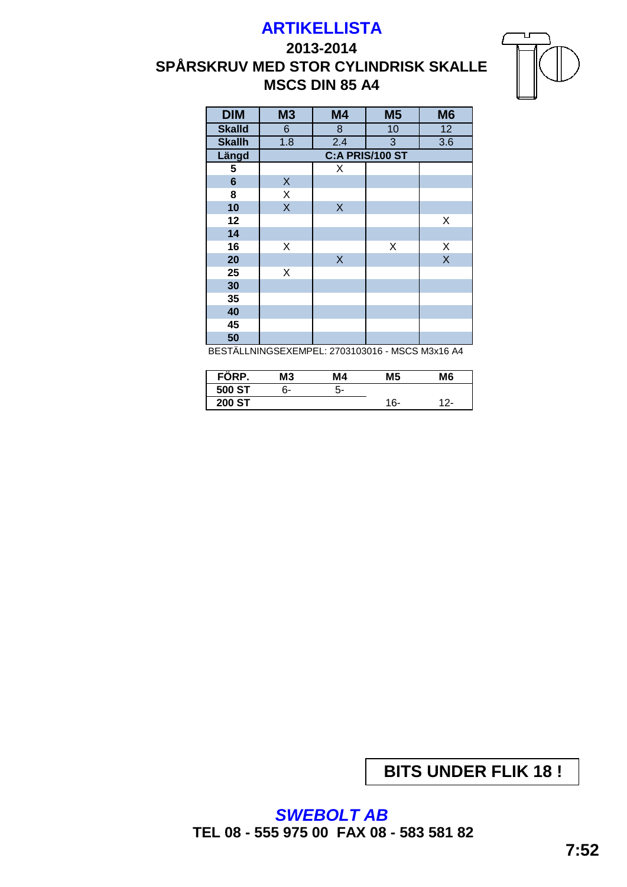# ARTIKELLISTA

## 2013-2014

## SPÅRSKRUV MED STOR CYLINDRISK SKALLE

## MSCS DIN 85 A4

| DIM | M3 | M4 | M5 | M6 |
|---|---|---|---|---|
| Skalld | 6 | 8 | 10 | 12 |
| Skallh | 1.8 | 2.4 | 3 | 3.6 |
| Längd | C:A PRIS/100 ST | | | |
| 5 | | X | | |
| 6 | X | | | |
| 8 | X | | | |
| 10 | X | X | | |
| 12 | | | | X |
| 14 | | | | |
| 16 | X | | X | X |
| 20 | | X | | X |
| 25 | X | | | |
| 30 | | | | |
| 35 | | | | |
| 40 | | | | |
| 45 | | | | |
| 50 | | | | |

BESTÄLLNINGSEXEMPEL: 2703103016 - MSCS M3x16 A4

| FÖRP. | M3 | M4 | M5 | M6 |
|---|---|---|---|---|
| 500 ST | 6- | 5- | | |
| 200 ST | | | 16- | 12- |

**BITS UNDER FLIK 18 !**

***SWEBOLT AB***

**TEL 08 - 555 975 00 FAX 08 - 583 581 82**

**7:52**